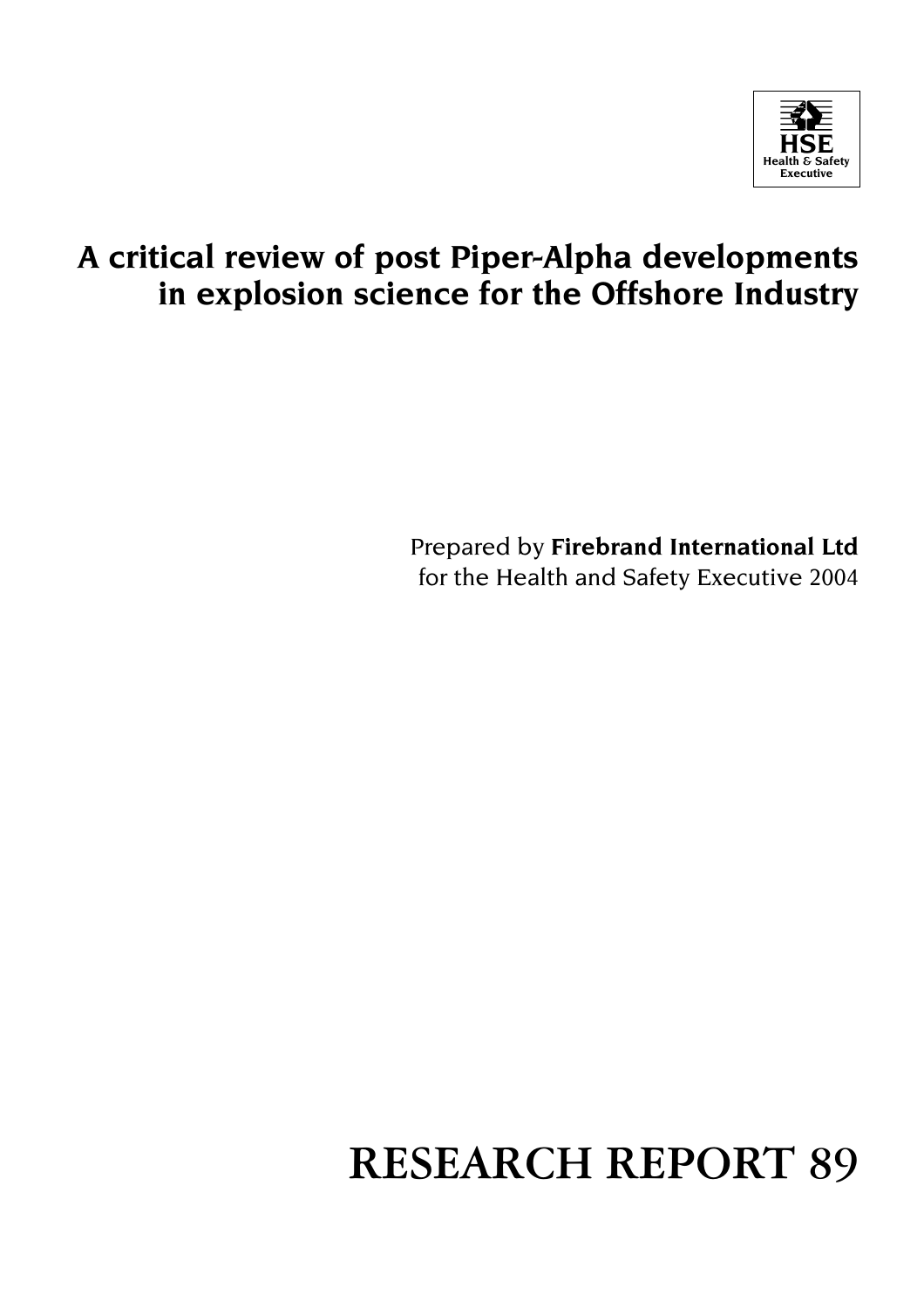HSE
Health & Safety
Executive

# A critical review of post Piper-Alpha developments in explosion science for the Offshore Industry

Prepared by **Firebrand International Ltd**
for the Health and Safety Executive 2004

# RESEARCH REPORT 89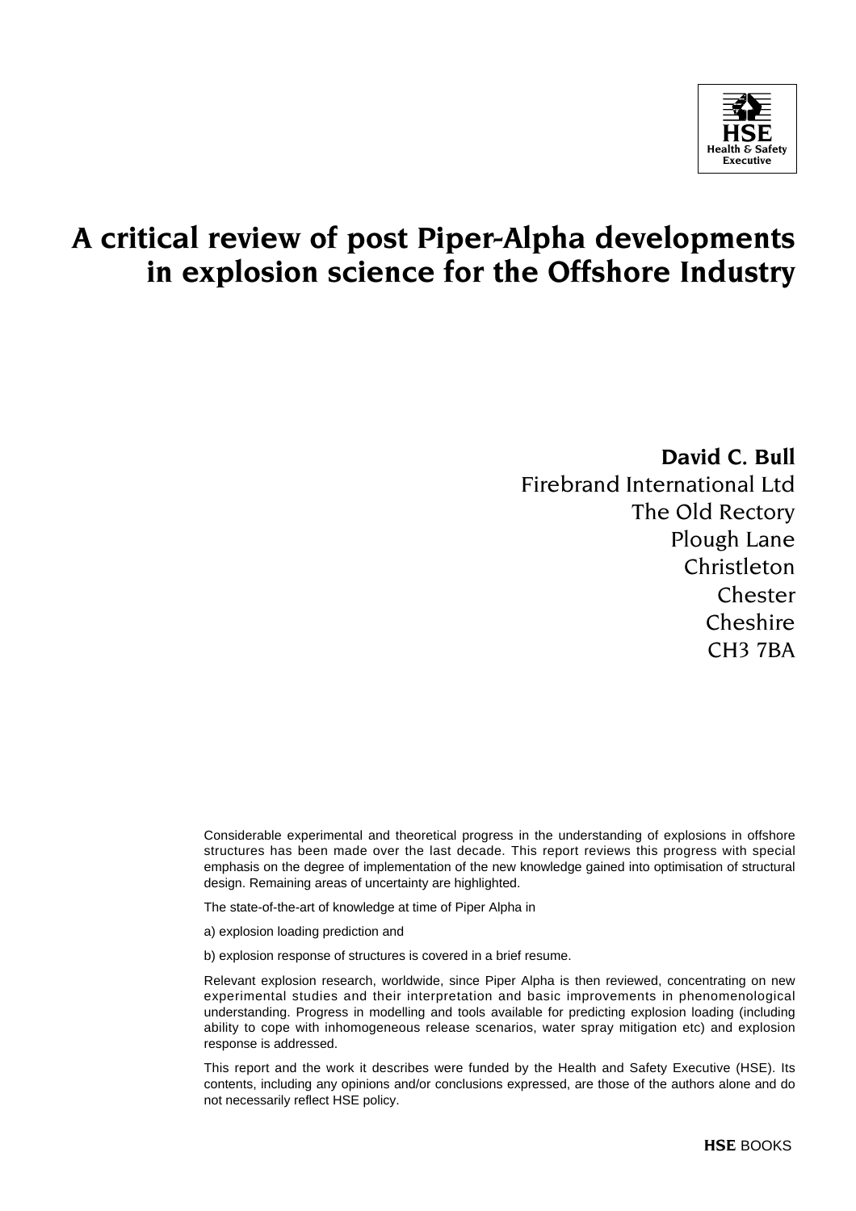# A critical review of post Piper-Alpha developments in explosion science for the Offshore Industry

**David C. Bull**
Firebrand International Ltd
The Old Rectory
Plough Lane
Christleton
Chester
Cheshire
CH3 7BA

Considerable experimental and theoretical progress in the understanding of explosions in offshore structures has been made over the last decade. This report reviews this progress with special emphasis on the degree of implementation of the new knowledge gained into optimisation of structural design. Remaining areas of uncertainty are highlighted.

The state-of-the-art of knowledge at time of Piper Alpha in

a) explosion loading prediction and

b) explosion response of structures is covered in a brief resume.

Relevant explosion research, worldwide, since Piper Alpha is then reviewed, concentrating on new experimental studies and their interpretation and basic improvements in phenomenological understanding. Progress in modelling and tools available for predicting explosion loading (including ability to cope with inhomogeneous release scenarios, water spray mitigation etc) and explosion response is addressed.

This report and the work it describes were funded by the Health and Safety Executive (HSE). Its contents, including any opinions and/or conclusions expressed, are those of the authors alone and do not necessarily reflect HSE policy.

**HSE** BOOKS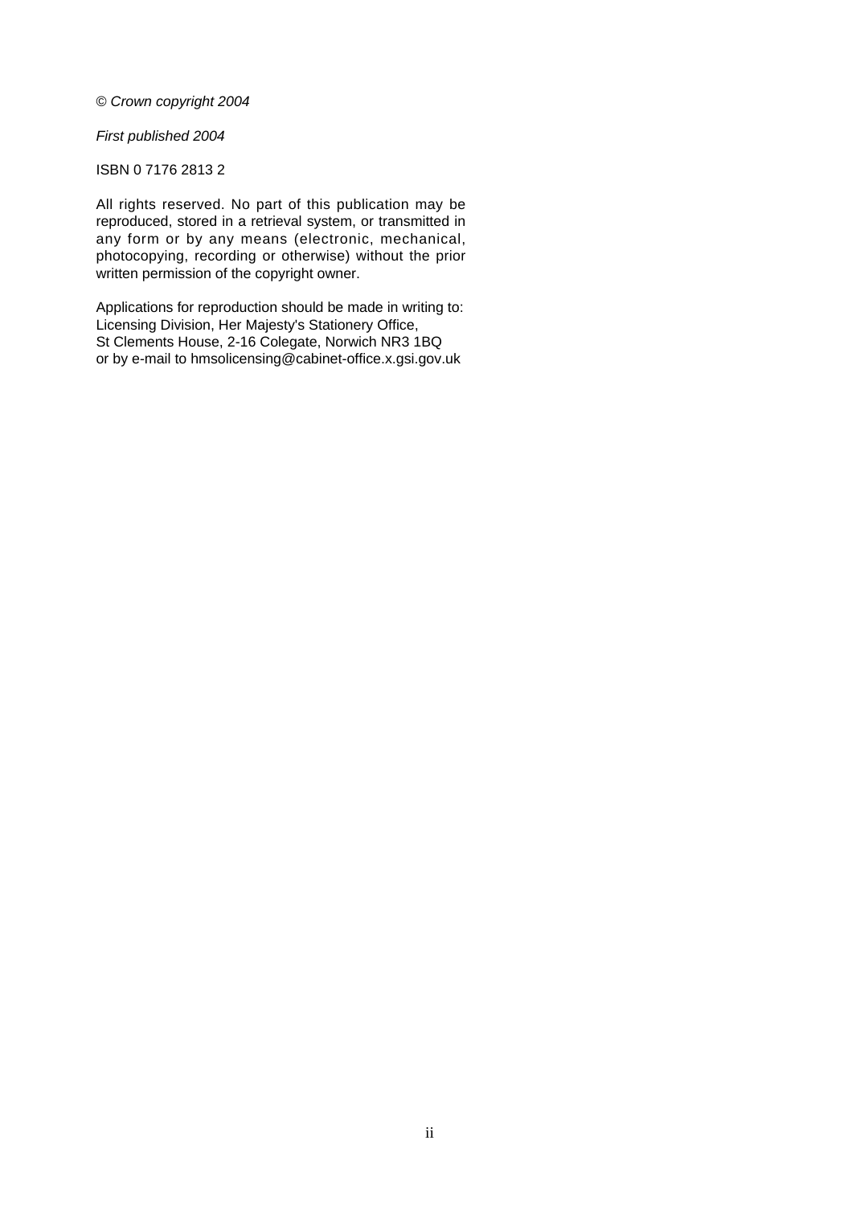*© Crown copyright 2004*

*First published 2004*

ISBN 0 7176 2813 2

All rights reserved. No part of this publication may be reproduced, stored in a retrieval system, or transmitted in any form or by any means (electronic, mechanical, photocopying, recording or otherwise) without the prior written permission of the copyright owner.

Applications for reproduction should be made in writing to:
Licensing Division, Her Majesty's Stationery Office,
St Clements House, 2-16 Colegate, Norwich NR3 1BQ
or by e-mail to hmsolicensing@cabinet-office.x.gsi.gov.uk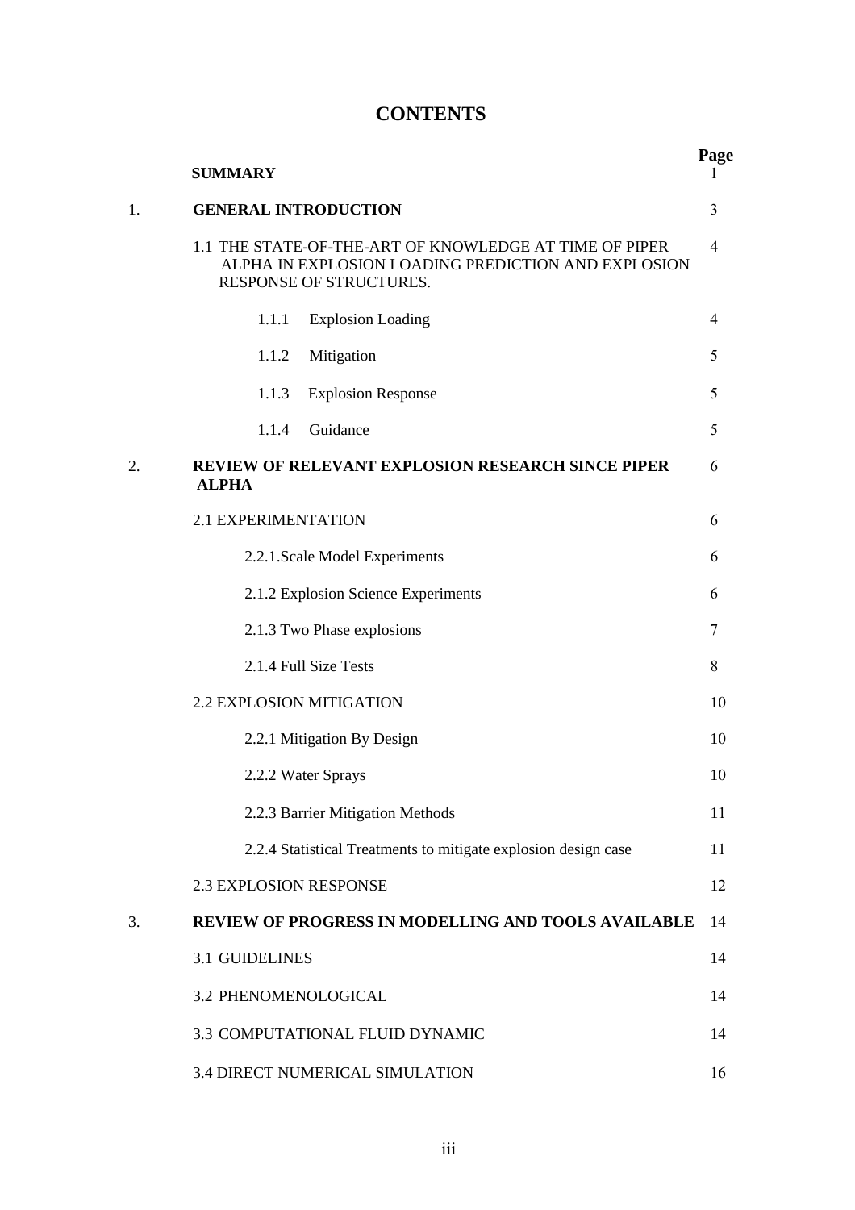# CONTENTS

| | | Page |
|---|---|---|
| | **SUMMARY** | 1 |
| 1. | **GENERAL INTRODUCTION** | 3 |
| | 1.1 THE STATE-OF-THE-ART OF KNOWLEDGE AT TIME OF PIPER ALPHA IN EXPLOSION LOADING PREDICTION AND EXPLOSION RESPONSE OF STRUCTURES. | 4 |
| | 1.1.1 Explosion Loading | 4 |
| | 1.1.2 Mitigation | 5 |
| | 1.1.3 Explosion Response | 5 |
| | 1.1.4 Guidance | 5 |
| 2. | **REVIEW OF RELEVANT EXPLOSION RESEARCH SINCE PIPER ALPHA** | 6 |
| | 2.1 EXPERIMENTATION | 6 |
| | 2.2.1.Scale Model Experiments | 6 |
| | 2.1.2 Explosion Science Experiments | 6 |
| | 2.1.3 Two Phase explosions | 7 |
| | 2.1.4 Full Size Tests | 8 |
| | 2.2 EXPLOSION MITIGATION | 10 |
| | 2.2.1 Mitigation By Design | 10 |
| | 2.2.2 Water Sprays | 10 |
| | 2.2.3 Barrier Mitigation Methods | 11 |
| | 2.2.4 Statistical Treatments to mitigate explosion design case | 11 |
| | 2.3 EXPLOSION RESPONSE | 12 |
| 3. | **REVIEW OF PROGRESS IN MODELLING AND TOOLS AVAILABLE** | 14 |
| | 3.1 GUIDELINES | 14 |
| | 3.2 PHENOMENOLOGICAL | 14 |
| | 3.3 COMPUTATIONAL FLUID DYNAMIC | 14 |
| | 3.4 DIRECT NUMERICAL SIMULATION | 16 |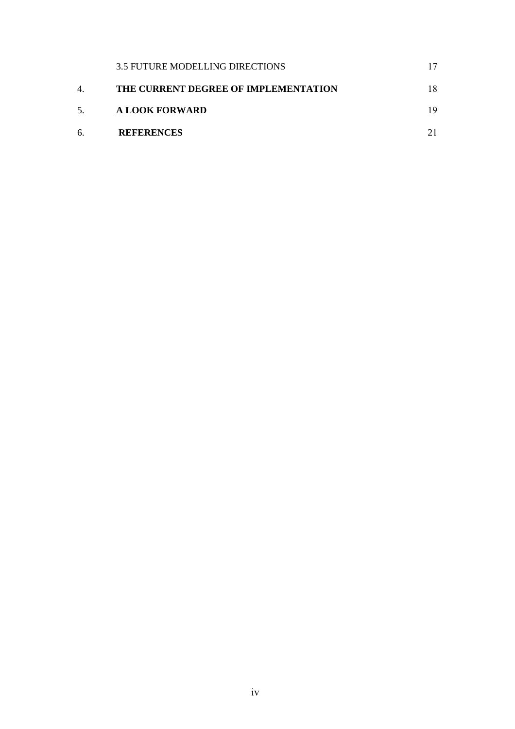3.5 FUTURE MODELLING DIRECTIONS 17

4. **THE CURRENT DEGREE OF IMPLEMENTATION** 18

5. **A LOOK FORWARD** 19

6. **REFERENCES** 21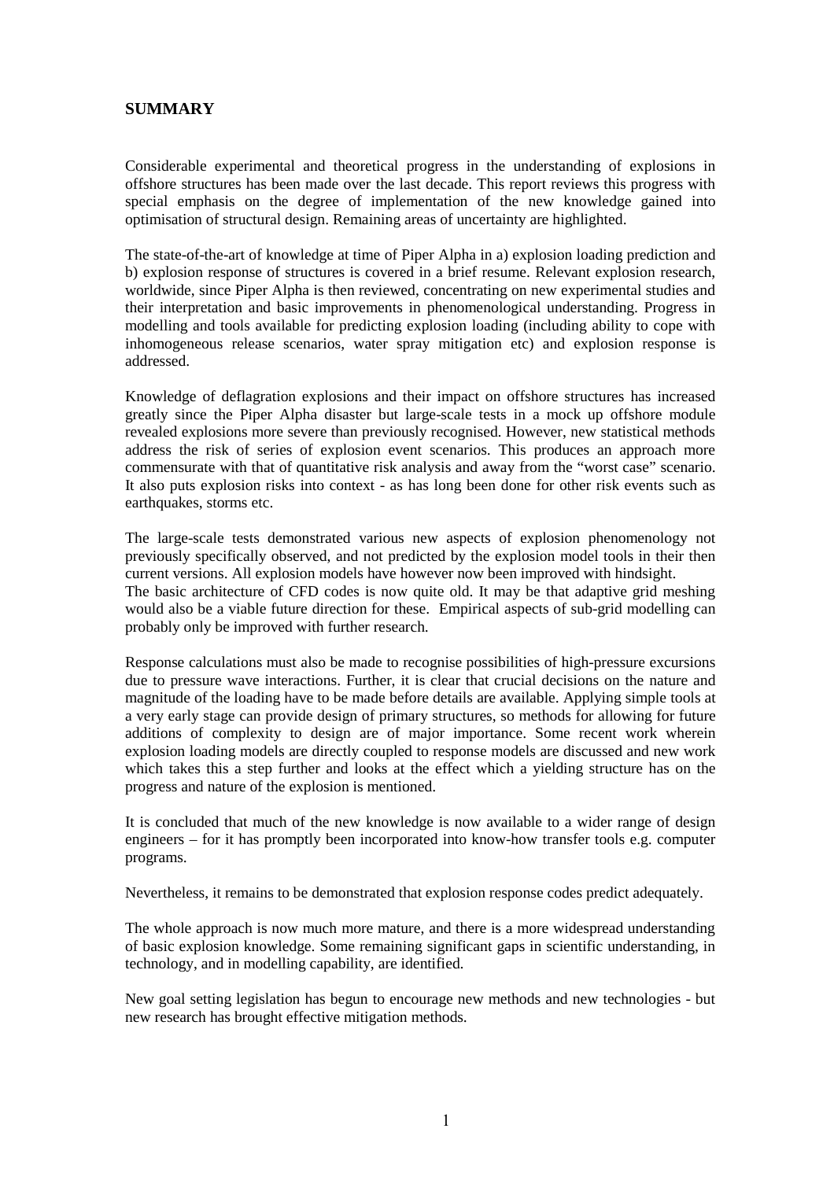## SUMMARY

Considerable experimental and theoretical progress in the understanding of explosions in offshore structures has been made over the last decade. This report reviews this progress with special emphasis on the degree of implementation of the new knowledge gained into optimisation of structural design. Remaining areas of uncertainty are highlighted.

The state-of-the-art of knowledge at time of Piper Alpha in a) explosion loading prediction and b) explosion response of structures is covered in a brief resume. Relevant explosion research, worldwide, since Piper Alpha is then reviewed, concentrating on new experimental studies and their interpretation and basic improvements in phenomenological understanding. Progress in modelling and tools available for predicting explosion loading (including ability to cope with inhomogeneous release scenarios, water spray mitigation etc) and explosion response is addressed.

Knowledge of deflagration explosions and their impact on offshore structures has increased greatly since the Piper Alpha disaster but large-scale tests in a mock up offshore module revealed explosions more severe than previously recognised. However, new statistical methods address the risk of series of explosion event scenarios. This produces an approach more commensurate with that of quantitative risk analysis and away from the "worst case" scenario. It also puts explosion risks into context - as has long been done for other risk events such as earthquakes, storms etc.

The large-scale tests demonstrated various new aspects of explosion phenomenology not previously specifically observed, and not predicted by the explosion model tools in their then current versions. All explosion models have however now been improved with hindsight.
The basic architecture of CFD codes is now quite old. It may be that adaptive grid meshing would also be a viable future direction for these. Empirical aspects of sub-grid modelling can probably only be improved with further research.

Response calculations must also be made to recognise possibilities of high-pressure excursions due to pressure wave interactions. Further, it is clear that crucial decisions on the nature and magnitude of the loading have to be made before details are available. Applying simple tools at a very early stage can provide design of primary structures, so methods for allowing for future additions of complexity to design are of major importance. Some recent work wherein explosion loading models are directly coupled to response models are discussed and new work which takes this a step further and looks at the effect which a yielding structure has on the progress and nature of the explosion is mentioned.

It is concluded that much of the new knowledge is now available to a wider range of design engineers – for it has promptly been incorporated into know-how transfer tools e.g. computer programs.

Nevertheless, it remains to be demonstrated that explosion response codes predict adequately.

The whole approach is now much more mature, and there is a more widespread understanding of basic explosion knowledge. Some remaining significant gaps in scientific understanding, in technology, and in modelling capability, are identified.

New goal setting legislation has begun to encourage new methods and new technologies - but new research has brought effective mitigation methods.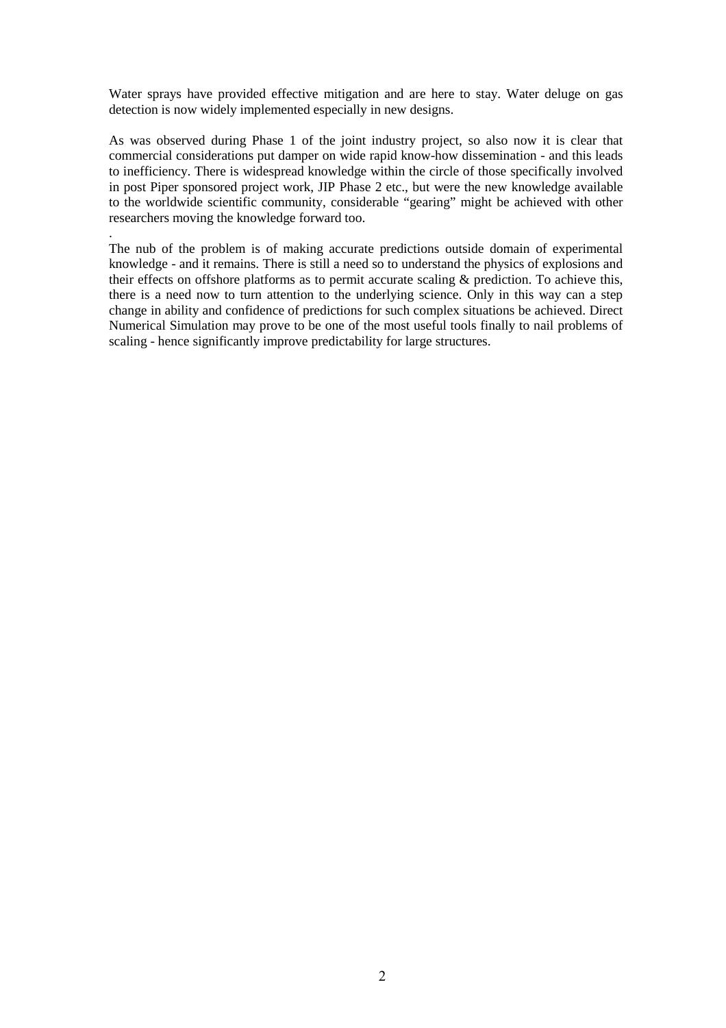Water sprays have provided effective mitigation and are here to stay. Water deluge on gas detection is now widely implemented especially in new designs.

As was observed during Phase 1 of the joint industry project, so also now it is clear that commercial considerations put damper on wide rapid know-how dissemination - and this leads to inefficiency. There is widespread knowledge within the circle of those specifically involved in post Piper sponsored project work, JIP Phase 2 etc., but were the new knowledge available to the worldwide scientific community, considerable "gearing" might be achieved with other researchers moving the knowledge forward too.

.

The nub of the problem is of making accurate predictions outside domain of experimental knowledge - and it remains. There is still a need so to understand the physics of explosions and their effects on offshore platforms as to permit accurate scaling & prediction. To achieve this, there is a need now to turn attention to the underlying science. Only in this way can a step change in ability and confidence of predictions for such complex situations be achieved. Direct Numerical Simulation may prove to be one of the most useful tools finally to nail problems of scaling - hence significantly improve predictability for large structures.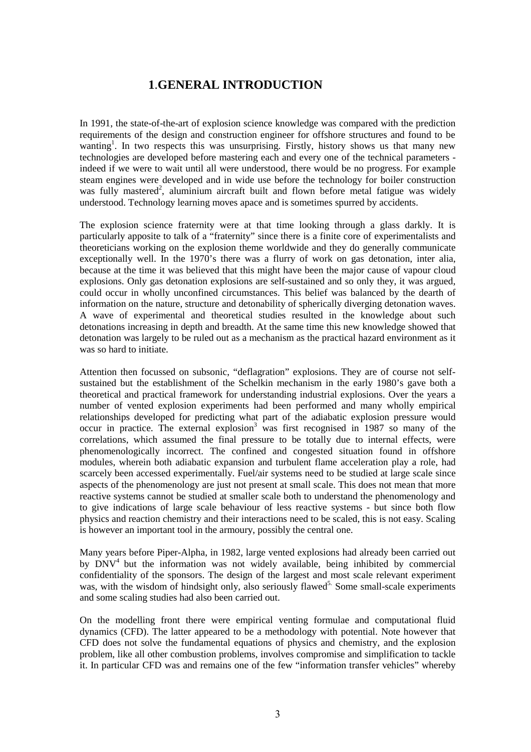# 1.GENERAL INTRODUCTION

In 1991, the state-of-the-art of explosion science knowledge was compared with the prediction requirements of the design and construction engineer for offshore structures and found to be wanting[1]. In two respects this was unsurprising. Firstly, history shows us that many new technologies are developed before mastering each and every one of the technical parameters - indeed if we were to wait until all were understood, there would be no progress. For example steam engines were developed and in wide use before the technology for boiler construction was fully mastered[2], aluminium aircraft built and flown before metal fatigue was widely understood. Technology learning moves apace and is sometimes spurred by accidents.

The explosion science fraternity were at that time looking through a glass darkly. It is particularly apposite to talk of a "fraternity" since there is a finite core of experimentalists and theoreticians working on the explosion theme worldwide and they do generally communicate exceptionally well. In the 1970's there was a flurry of work on gas detonation, inter alia, because at the time it was believed that this might have been the major cause of vapour cloud explosions. Only gas detonation explosions are self-sustained and so only they, it was argued, could occur in wholly unconfined circumstances. This belief was balanced by the dearth of information on the nature, structure and detonability of spherically diverging detonation waves. A wave of experimental and theoretical studies resulted in the knowledge about such detonations increasing in depth and breadth. At the same time this new knowledge showed that detonation was largely to be ruled out as a mechanism as the practical hazard environment as it was so hard to initiate.

Attention then focussed on subsonic, "deflagration" explosions. They are of course not self-sustained but the establishment of the Schelkin mechanism in the early 1980's gave both a theoretical and practical framework for understanding industrial explosions. Over the years a number of vented explosion experiments had been performed and many wholly empirical relationships developed for predicting what part of the adiabatic explosion pressure would occur in practice. The external explosion[3] was first recognised in 1987 so many of the correlations, which assumed the final pressure to be totally due to internal effects, were phenomenologically incorrect. The confined and congested situation found in offshore modules, wherein both adiabatic expansion and turbulent flame acceleration play a role, had scarcely been accessed experimentally. Fuel/air systems need to be studied at large scale since aspects of the phenomenology are just not present at small scale. This does not mean that more reactive systems cannot be studied at smaller scale both to understand the phenomenology and to give indications of large scale behaviour of less reactive systems - but since both flow physics and reaction chemistry and their interactions need to be scaled, this is not easy. Scaling is however an important tool in the armoury, possibly the central one.

Many years before Piper-Alpha, in 1982, large vented explosions had already been carried out by DNV[4] but the information was not widely available, being inhibited by commercial confidentiality of the sponsors. The design of the largest and most scale relevant experiment was, with the wisdom of hindsight only, also seriously flawed[5]. Some small-scale experiments and some scaling studies had also been carried out.

On the modelling front there were empirical venting formulae and computational fluid dynamics (CFD). The latter appeared to be a methodology with potential. Note however that CFD does not solve the fundamental equations of physics and chemistry, and the explosion problem, like all other combustion problems, involves compromise and simplification to tackle it. In particular CFD was and remains one of the few "information transfer vehicles" whereby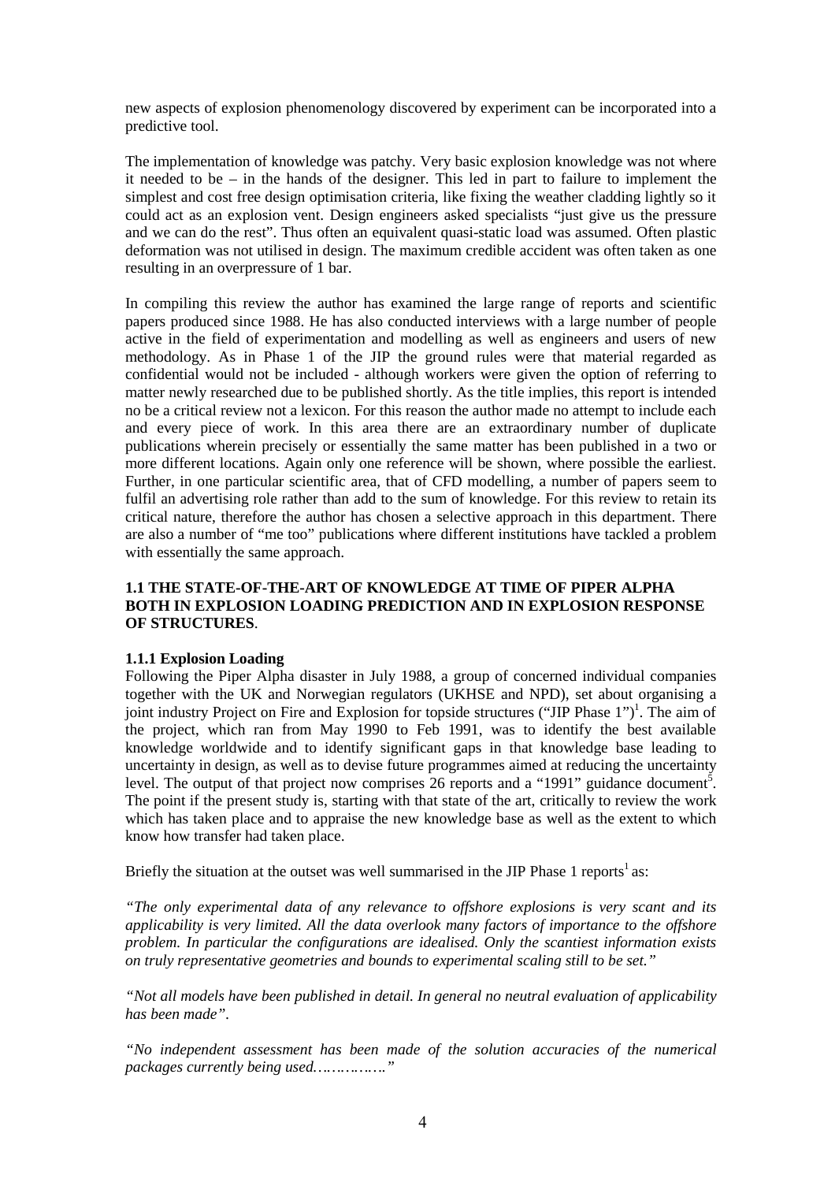new aspects of explosion phenomenology discovered by experiment can be incorporated into a predictive tool.

The implementation of knowledge was patchy. Very basic explosion knowledge was not where it needed to be – in the hands of the designer. This led in part to failure to implement the simplest and cost free design optimisation criteria, like fixing the weather cladding lightly so it could act as an explosion vent. Design engineers asked specialists "just give us the pressure and we can do the rest". Thus often an equivalent quasi-static load was assumed. Often plastic deformation was not utilised in design. The maximum credible accident was often taken as one resulting in an overpressure of 1 bar.

In compiling this review the author has examined the large range of reports and scientific papers produced since 1988. He has also conducted interviews with a large number of people active in the field of experimentation and modelling as well as engineers and users of new methodology. As in Phase 1 of the JIP the ground rules were that material regarded as confidential would not be included - although workers were given the option of referring to matter newly researched due to be published shortly. As the title implies, this report is intended no be a critical review not a lexicon. For this reason the author made no attempt to include each and every piece of work. In this area there are an extraordinary number of duplicate publications wherein precisely or essentially the same matter has been published in a two or more different locations. Again only one reference will be shown, where possible the earliest. Further, in one particular scientific area, that of CFD modelling, a number of papers seem to fulfil an advertising role rather than add to the sum of knowledge. For this review to retain its critical nature, therefore the author has chosen a selective approach in this department. There are also a number of "me too" publications where different institutions have tackled a problem with essentially the same approach.

### 1.1 THE STATE-OF-THE-ART OF KNOWLEDGE AT TIME OF PIPER ALPHA BOTH IN EXPLOSION LOADING PREDICTION AND IN EXPLOSION RESPONSE OF STRUCTURES.

#### 1.1.1 Explosion Loading

Following the Piper Alpha disaster in July 1988, a group of concerned individual companies together with the UK and Norwegian regulators (UKHSE and NPD), set about organising a joint industry Project on Fire and Explosion for topside structures ("JIP Phase 1")[1]. The aim of the project, which ran from May 1990 to Feb 1991, was to identify the best available knowledge worldwide and to identify significant gaps in that knowledge base leading to uncertainty in design, as well as to devise future programmes aimed at reducing the uncertainty level. The output of that project now comprises 26 reports and a "1991" guidance document[5]. The point if the present study is, starting with that state of the art, critically to review the work which has taken place and to appraise the new knowledge base as well as the extent to which know how transfer had taken place.

Briefly the situation at the outset was well summarised in the JIP Phase 1 reports[1] as:

*"The only experimental data of any relevance to offshore explosions is very scant and its applicability is very limited. All the data overlook many factors of importance to the offshore problem. In particular the configurations are idealised. Only the scantiest information exists on truly representative geometries and bounds to experimental scaling still to be set."*

*"Not all models have been published in detail. In general no neutral evaluation of applicability has been made".*

*"No independent assessment has been made of the solution accuracies of the numerical packages currently being used……………"*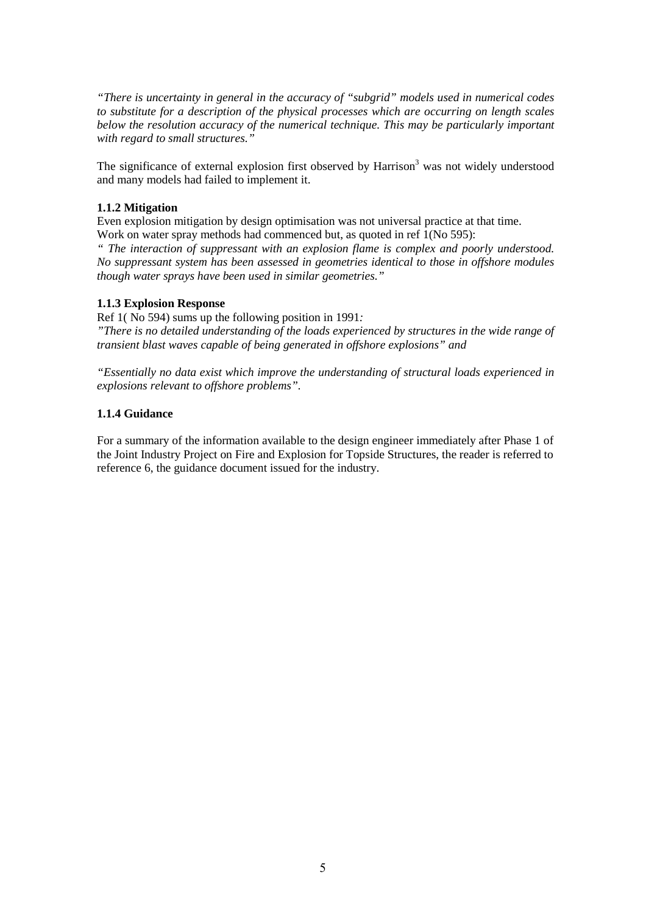*"There is uncertainty in general in the accuracy of "subgrid" models used in numerical codes to substitute for a description of the physical processes which are occurring on length scales below the resolution accuracy of the numerical technique. This may be particularly important with regard to small structures."*

The significance of external explosion first observed by Harrison[3] was not widely understood and many models had failed to implement it.

### 1.1.2 Mitigation

Even explosion mitigation by design optimisation was not universal practice at that time.
Work on water spray methods had commenced but, as quoted in ref 1(No 595):
*" The interaction of suppressant with an explosion flame is complex and poorly understood. No suppressant system has been assessed in geometries identical to those in offshore modules though water sprays have been used in similar geometries."*

### 1.1.3 Explosion Response

Ref 1( No 594) sums up the following position in 1991*:*
*"There is no detailed understanding of the loads experienced by structures in the wide range of transient blast waves capable of being generated in offshore explosions" and*

*"Essentially no data exist which improve the understanding of structural loads experienced in explosions relevant to offshore problems".*

### 1.1.4 Guidance

For a summary of the information available to the design engineer immediately after Phase 1 of the Joint Industry Project on Fire and Explosion for Topside Structures, the reader is referred to reference 6, the guidance document issued for the industry.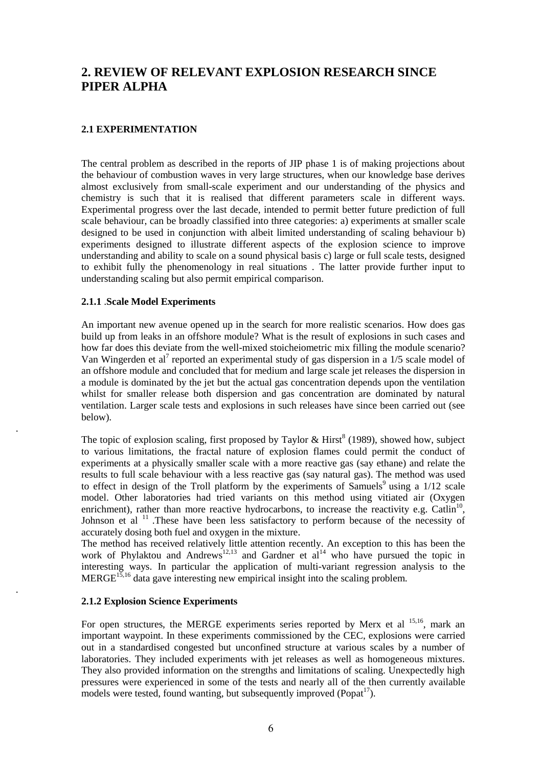# 2. REVIEW OF RELEVANT EXPLOSION RESEARCH SINCE PIPER ALPHA

## 2.1 EXPERIMENTATION

The central problem as described in the reports of JIP phase 1 is of making projections about the behaviour of combustion waves in very large structures, when our knowledge base derives almost exclusively from small-scale experiment and our understanding of the physics and chemistry is such that it is realised that different parameters scale in different ways. Experimental progress over the last decade, intended to permit better future prediction of full scale behaviour, can be broadly classified into three categories: a) experiments at smaller scale designed to be used in conjunction with albeit limited understanding of scaling behaviour b) experiments designed to illustrate different aspects of the explosion science to improve understanding and ability to scale on a sound physical basis c) large or full scale tests, designed to exhibit fully the phenomenology in real situations . The latter provide further input to understanding scaling but also permit empirical comparison.

### 2.1.1 .Scale Model Experiments

An important new avenue opened up in the search for more realistic scenarios. How does gas build up from leaks in an offshore module? What is the result of explosions in such cases and how far does this deviate from the well-mixed stoicheiometric mix filling the module scenario? Van Wingerden et al[7] reported an experimental study of gas dispersion in a 1/5 scale model of an offshore module and concluded that for medium and large scale jet releases the dispersion in a module is dominated by the jet but the actual gas concentration depends upon the ventilation whilst for smaller release both dispersion and gas concentration are dominated by natural ventilation. Larger scale tests and explosions in such releases have since been carried out (see below).

The topic of explosion scaling, first proposed by Taylor & Hirst[8] (1989), showed how, subject to various limitations, the fractal nature of explosion flames could permit the conduct of experiments at a physically smaller scale with a more reactive gas (say ethane) and relate the results to full scale behaviour with a less reactive gas (say natural gas). The method was used to effect in design of the Troll platform by the experiments of Samuels[9] using a 1/12 scale model. Other laboratories had tried variants on this method using vitiated air (Oxygen enrichment), rather than more reactive hydrocarbons, to increase the reactivity e.g. Catlin[10], Johnson et al [11] .These have been less satisfactory to perform because of the necessity of accurately dosing both fuel and oxygen in the mixture.

The method has received relatively little attention recently. An exception to this has been the work of Phylaktou and Andrews[12,13] and Gardner et al[14] who have pursued the topic in interesting ways. In particular the application of multi-variant regression analysis to the MERGE[15,16] data gave interesting new empirical insight into the scaling problem.

### 2.1.2 Explosion Science Experiments

For open structures, the MERGE experiments series reported by Merx et al [15,16], mark an important waypoint. In these experiments commissioned by the CEC, explosions were carried out in a standardised congested but unconfined structure at various scales by a number of laboratories. They included experiments with jet releases as well as homogeneous mixtures. They also provided information on the strengths and limitations of scaling. Unexpectedly high pressures were experienced in some of the tests and nearly all of the then currently available models were tested, found wanting, but subsequently improved (Popat[17]).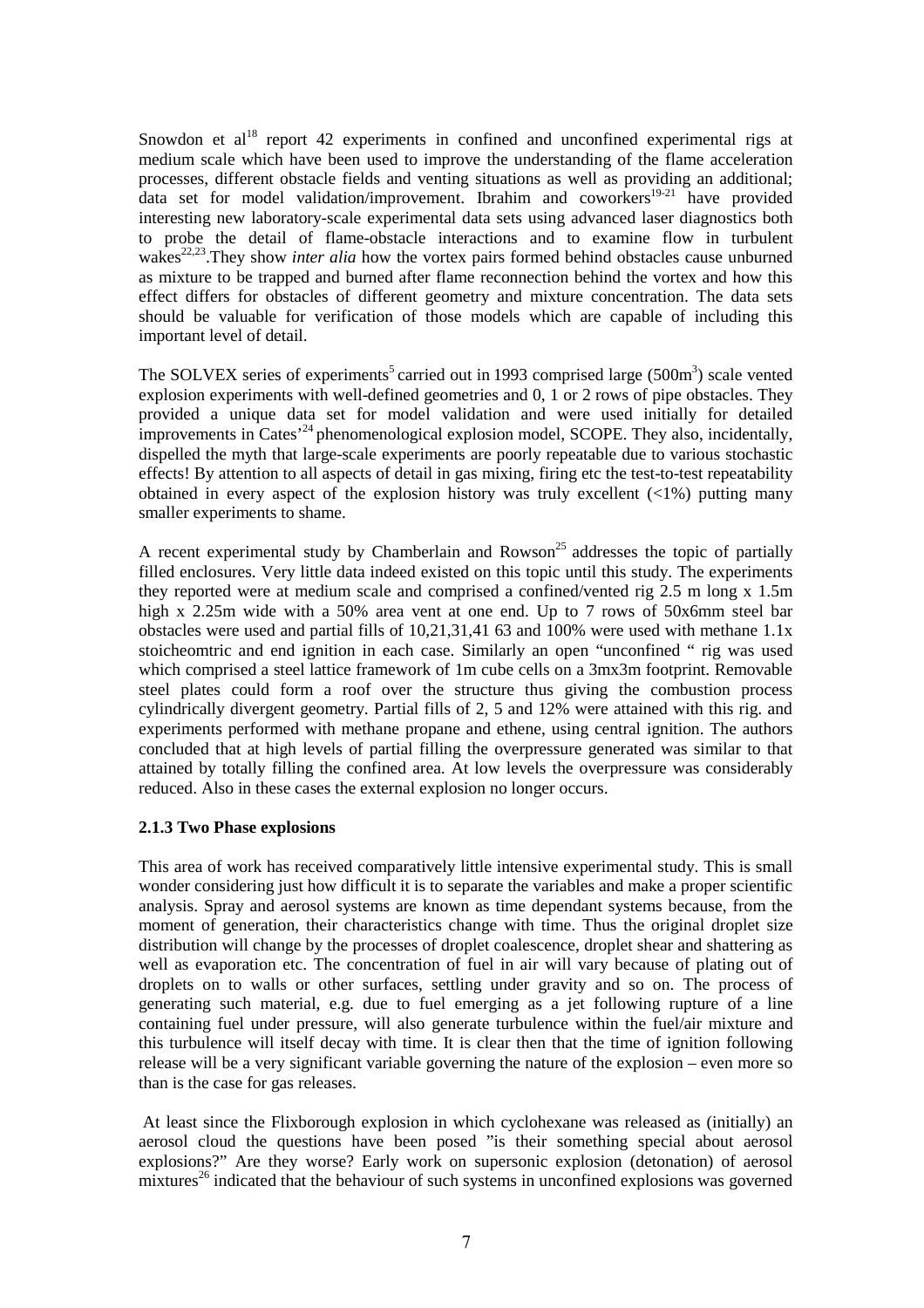Snowdon et al[18] report 42 experiments in confined and unconfined experimental rigs at medium scale which have been used to improve the understanding of the flame acceleration processes, different obstacle fields and venting situations as well as providing an additional; data set for model validation/improvement. Ibrahim and coworkers[19-21] have provided interesting new laboratory-scale experimental data sets using advanced laser diagnostics both to probe the detail of flame-obstacle interactions and to examine flow in turbulent wakes[22,23].They show *inter alia* how the vortex pairs formed behind obstacles cause unburned as mixture to be trapped and burned after flame reconnection behind the vortex and how this effect differs for obstacles of different geometry and mixture concentration. The data sets should be valuable for verification of those models which are capable of including this important level of detail.

The SOLVEX series of experiments[5] carried out in 1993 comprised large (500m$^3$) scale vented explosion experiments with well-defined geometries and 0, 1 or 2 rows of pipe obstacles. They provided a unique data set for model validation and were used initially for detailed improvements in Cates'[24] phenomenological explosion model, SCOPE. They also, incidentally, dispelled the myth that large-scale experiments are poorly repeatable due to various stochastic effects! By attention to all aspects of detail in gas mixing, firing etc the test-to-test repeatability obtained in every aspect of the explosion history was truly excellent (<1%) putting many smaller experiments to shame.

A recent experimental study by Chamberlain and Rowson[25] addresses the topic of partially filled enclosures. Very little data indeed existed on this topic until this study. The experiments they reported were at medium scale and comprised a confined/vented rig 2.5 m long x 1.5m high x 2.25m wide with a 50% area vent at one end. Up to 7 rows of 50x6mm steel bar obstacles were used and partial fills of 10,21,31,41 63 and 100% were used with methane 1.1x stoicheomtric and end ignition in each case. Similarly an open "unconfined " rig was used which comprised a steel lattice framework of 1m cube cells on a 3mx3m footprint. Removable steel plates could form a roof over the structure thus giving the combustion process cylindrically divergent geometry. Partial fills of 2, 5 and 12% were attained with this rig. and experiments performed with methane propane and ethene, using central ignition. The authors concluded that at high levels of partial filling the overpressure generated was similar to that attained by totally filling the confined area. At low levels the overpressure was considerably reduced. Also in these cases the external explosion no longer occurs.

### 2.1.3 Two Phase explosions

This area of work has received comparatively little intensive experimental study. This is small wonder considering just how difficult it is to separate the variables and make a proper scientific analysis. Spray and aerosol systems are known as time dependant systems because, from the moment of generation, their characteristics change with time. Thus the original droplet size distribution will change by the processes of droplet coalescence, droplet shear and shattering as well as evaporation etc. The concentration of fuel in air will vary because of plating out of droplets on to walls or other surfaces, settling under gravity and so on. The process of generating such material, e.g. due to fuel emerging as a jet following rupture of a line containing fuel under pressure, will also generate turbulence within the fuel/air mixture and this turbulence will itself decay with time. It is clear then that the time of ignition following release will be a very significant variable governing the nature of the explosion – even more so than is the case for gas releases.

At least since the Flixborough explosion in which cyclohexane was released as (initially) an aerosol cloud the questions have been posed "is their something special about aerosol explosions?" Are they worse? Early work on supersonic explosion (detonation) of aerosol mixtures[26] indicated that the behaviour of such systems in unconfined explosions was governed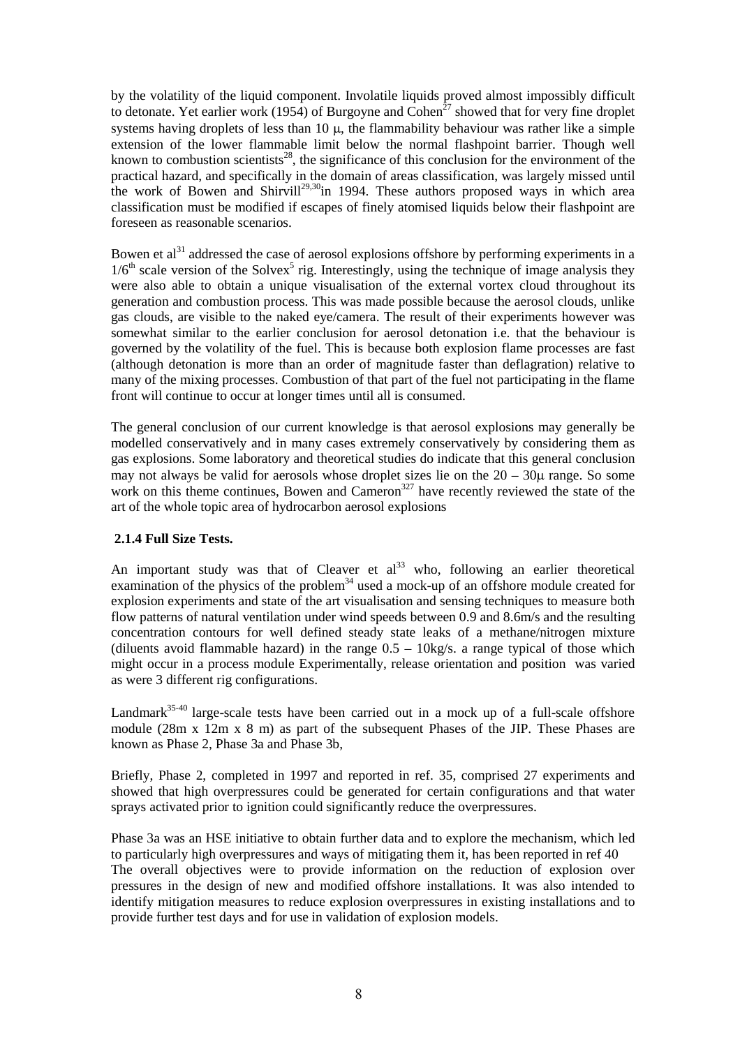by the volatility of the liquid component. Involatile liquids proved almost impossibly difficult to detonate. Yet earlier work (1954) of Burgoyne and Cohen[27] showed that for very fine droplet systems having droplets of less than 10 μ, the flammability behaviour was rather like a simple extension of the lower flammable limit below the normal flashpoint barrier. Though well known to combustion scientists[28], the significance of this conclusion for the environment of the practical hazard, and specifically in the domain of areas classification, was largely missed until the work of Bowen and Shirvill[29,30]in 1994. These authors proposed ways in which area classification must be modified if escapes of finely atomised liquids below their flashpoint are foreseen as reasonable scenarios.

Bowen et al[31] addressed the case of aerosol explosions offshore by performing experiments in a $1/6^{th}$ scale version of the Solvex[5] rig. Interestingly, using the technique of image analysis they were also able to obtain a unique visualisation of the external vortex cloud throughout its generation and combustion process. This was made possible because the aerosol clouds, unlike gas clouds, are visible to the naked eye/camera. The result of their experiments however was somewhat similar to the earlier conclusion for aerosol detonation i.e. that the behaviour is governed by the volatility of the fuel. This is because both explosion flame processes are fast (although detonation is more than an order of magnitude faster than deflagration) relative to many of the mixing processes. Combustion of that part of the fuel not participating in the flame front will continue to occur at longer times until all is consumed.

The general conclusion of our current knowledge is that aerosol explosions may generally be modelled conservatively and in many cases extremely conservatively by considering them as gas explosions. Some laboratory and theoretical studies do indicate that this general conclusion may not always be valid for aerosols whose droplet sizes lie on the 20 – 30μ range. So some work on this theme continues, Bowen and Cameron[327] have recently reviewed the state of the art of the whole topic area of hydrocarbon aerosol explosions

**2.1.4 Full Size Tests.**

An important study was that of Cleaver et al[33] who, following an earlier theoretical examination of the physics of the problem[34] used a mock-up of an offshore module created for explosion experiments and state of the art visualisation and sensing techniques to measure both flow patterns of natural ventilation under wind speeds between 0.9 and 8.6m/s and the resulting concentration contours for well defined steady state leaks of a methane/nitrogen mixture (diluents avoid flammable hazard) in the range 0.5 – 10kg/s. a range typical of those which might occur in a process module Experimentally, release orientation and position was varied as were 3 different rig configurations.

Landmark[35-40] large-scale tests have been carried out in a mock up of a full-scale offshore module (28m x 12m x 8 m) as part of the subsequent Phases of the JIP. These Phases are known as Phase 2, Phase 3a and Phase 3b,

Briefly, Phase 2, completed in 1997 and reported in ref. 35, comprised 27 experiments and showed that high overpressures could be generated for certain configurations and that water sprays activated prior to ignition could significantly reduce the overpressures.

Phase 3a was an HSE initiative to obtain further data and to explore the mechanism, which led to particularly high overpressures and ways of mitigating them it, has been reported in ref 40
The overall objectives were to provide information on the reduction of explosion over pressures in the design of new and modified offshore installations. It was also intended to identify mitigation measures to reduce explosion overpressures in existing installations and to provide further test days and for use in validation of explosion models.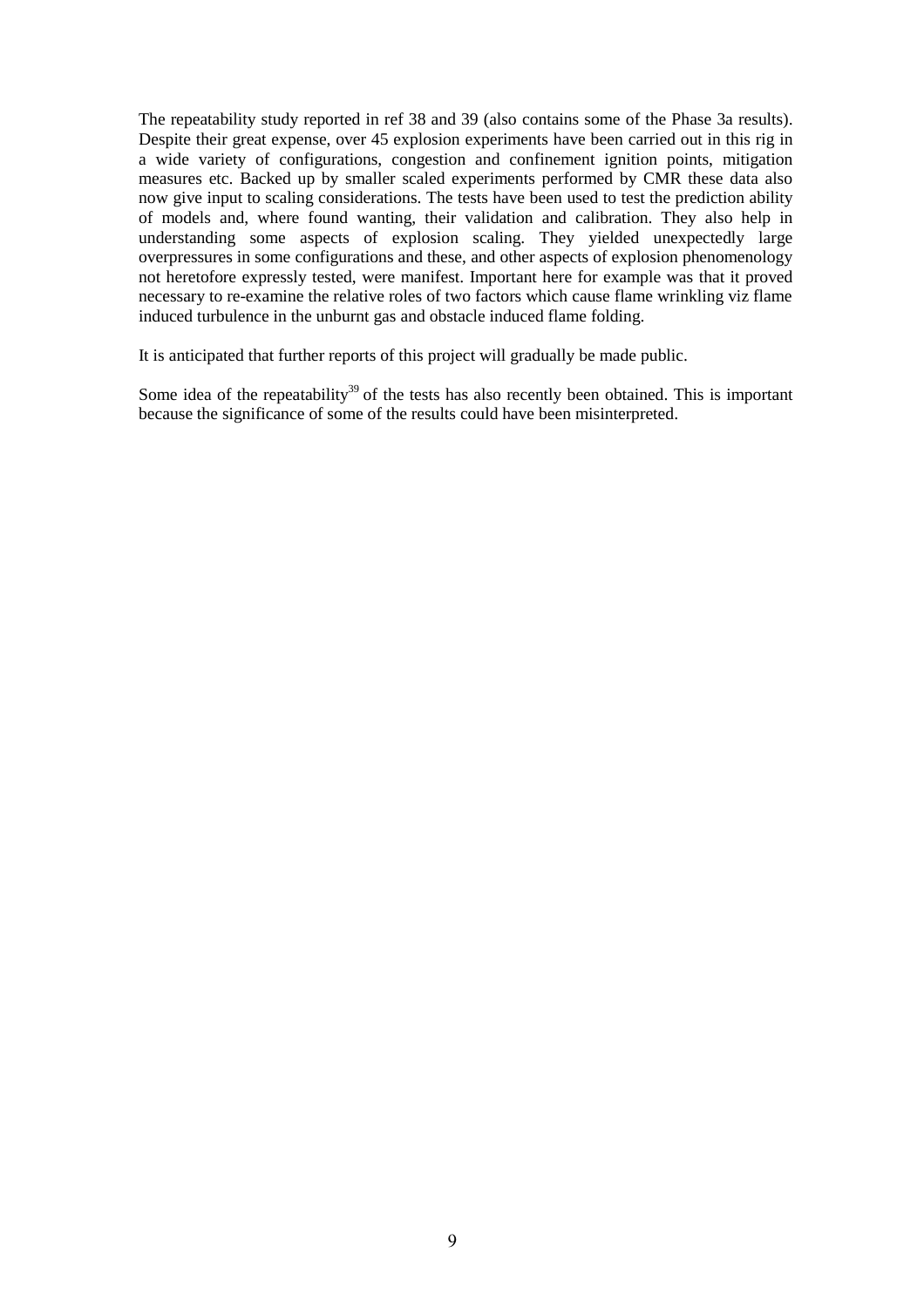The repeatability study reported in ref 38 and 39 (also contains some of the Phase 3a results). Despite their great expense, over 45 explosion experiments have been carried out in this rig in a wide variety of configurations, congestion and confinement ignition points, mitigation measures etc. Backed up by smaller scaled experiments performed by CMR these data also now give input to scaling considerations. The tests have been used to test the prediction ability of models and, where found wanting, their validation and calibration. They also help in understanding some aspects of explosion scaling. They yielded unexpectedly large overpressures in some configurations and these, and other aspects of explosion phenomenology not heretofore expressly tested, were manifest. Important here for example was that it proved necessary to re-examine the relative roles of two factors which cause flame wrinkling viz flame induced turbulence in the unburnt gas and obstacle induced flame folding.

It is anticipated that further reports of this project will gradually be made public.

Some idea of the repeatability[39] of the tests has also recently been obtained. This is important because the significance of some of the results could have been misinterpreted.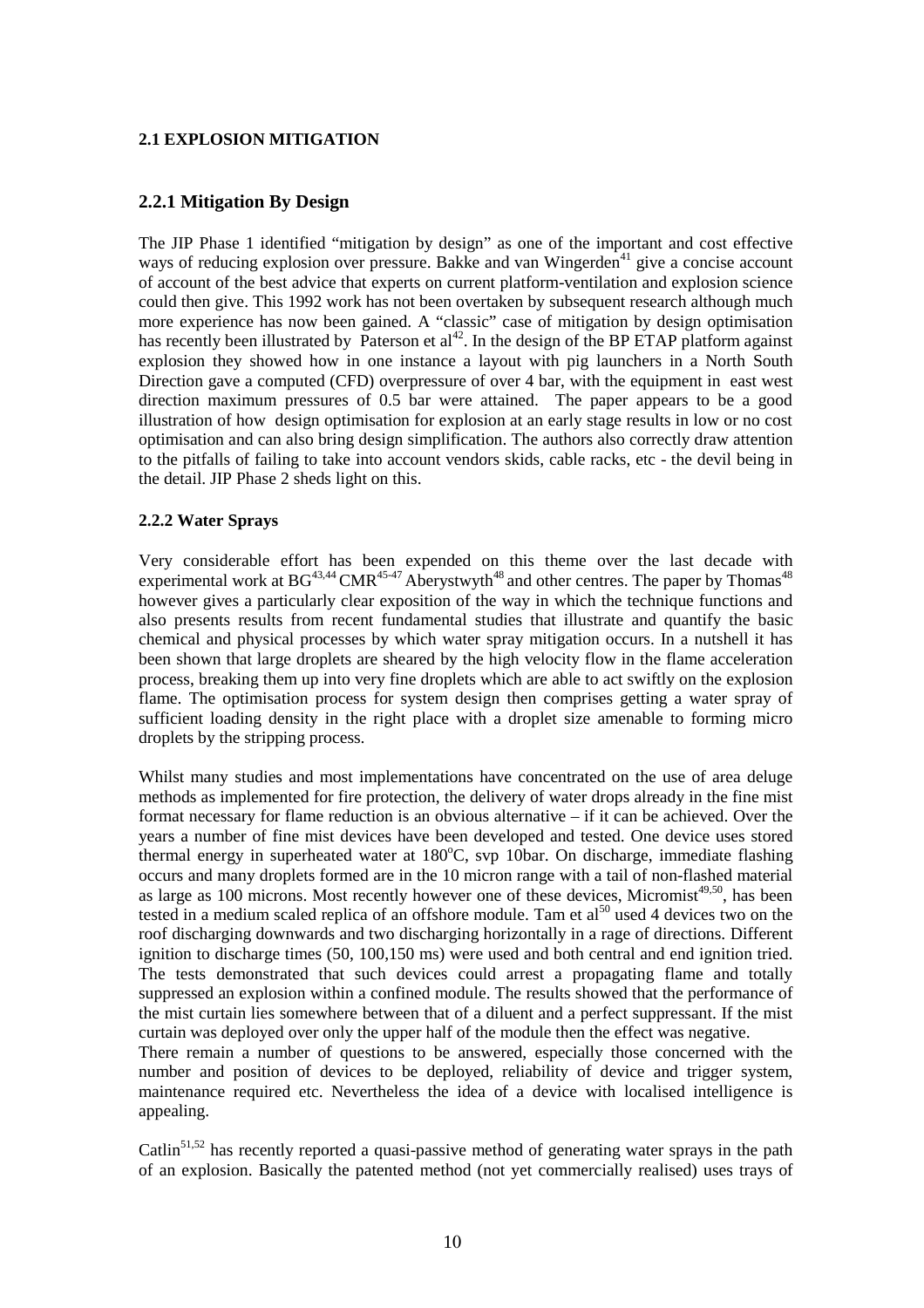**2.1 EXPLOSION MITIGATION**

## 2.2.1 Mitigation By Design

The JIP Phase 1 identified "mitigation by design" as one of the important and cost effective ways of reducing explosion over pressure. Bakke and van Wingerden[41] give a concise account of account of the best advice that experts on current platform-ventilation and explosion science could then give. This 1992 work has not been overtaken by subsequent research although much more experience has now been gained. A "classic" case of mitigation by design optimisation has recently been illustrated by Paterson et al[42]. In the design of the BP ETAP platform against explosion they showed how in one instance a layout with pig launchers in a North South Direction gave a computed (CFD) overpressure of over 4 bar, with the equipment in east west direction maximum pressures of 0.5 bar were attained. The paper appears to be a good illustration of how design optimisation for explosion at an early stage results in low or no cost optimisation and can also bring design simplification. The authors also correctly draw attention to the pitfalls of failing to take into account vendors skids, cable racks, etc - the devil being in the detail. JIP Phase 2 sheds light on this.

**2.2.2 Water Sprays**

Very considerable effort has been expended on this theme over the last decade with experimental work at BG[43,44] CMR[45-47] Aberystwyth[48] and other centres. The paper by Thomas[48] however gives a particularly clear exposition of the way in which the technique functions and also presents results from recent fundamental studies that illustrate and quantify the basic chemical and physical processes by which water spray mitigation occurs. In a nutshell it has been shown that large droplets are sheared by the high velocity flow in the flame acceleration process, breaking them up into very fine droplets which are able to act swiftly on the explosion flame. The optimisation process for system design then comprises getting a water spray of sufficient loading density in the right place with a droplet size amenable to forming micro droplets by the stripping process.

Whilst many studies and most implementations have concentrated on the use of area deluge methods as implemented for fire protection, the delivery of water drops already in the fine mist format necessary for flame reduction is an obvious alternative – if it can be achieved. Over the years a number of fine mist devices have been developed and tested. One device uses stored thermal energy in superheated water at 180$^o$C, svp 10bar. On discharge, immediate flashing occurs and many droplets formed are in the 10 micron range with a tail of non-flashed material as large as 100 microns. Most recently however one of these devices, Micromist[49,50], has been tested in a medium scaled replica of an offshore module. Tam et al[50] used 4 devices two on the roof discharging downwards and two discharging horizontally in a rage of directions. Different ignition to discharge times (50, 100,150 ms) were used and both central and end ignition tried. The tests demonstrated that such devices could arrest a propagating flame and totally suppressed an explosion within a confined module. The results showed that the performance of the mist curtain lies somewhere between that of a diluent and a perfect suppressant. If the mist curtain was deployed over only the upper half of the module then the effect was negative.
There remain a number of questions to be answered, especially those concerned with the number and position of devices to be deployed, reliability of device and trigger system, maintenance required etc. Nevertheless the idea of a device with localised intelligence is appealing.

Catlin[51,52] has recently reported a quasi-passive method of generating water sprays in the path of an explosion. Basically the patented method (not yet commercially realised) uses trays of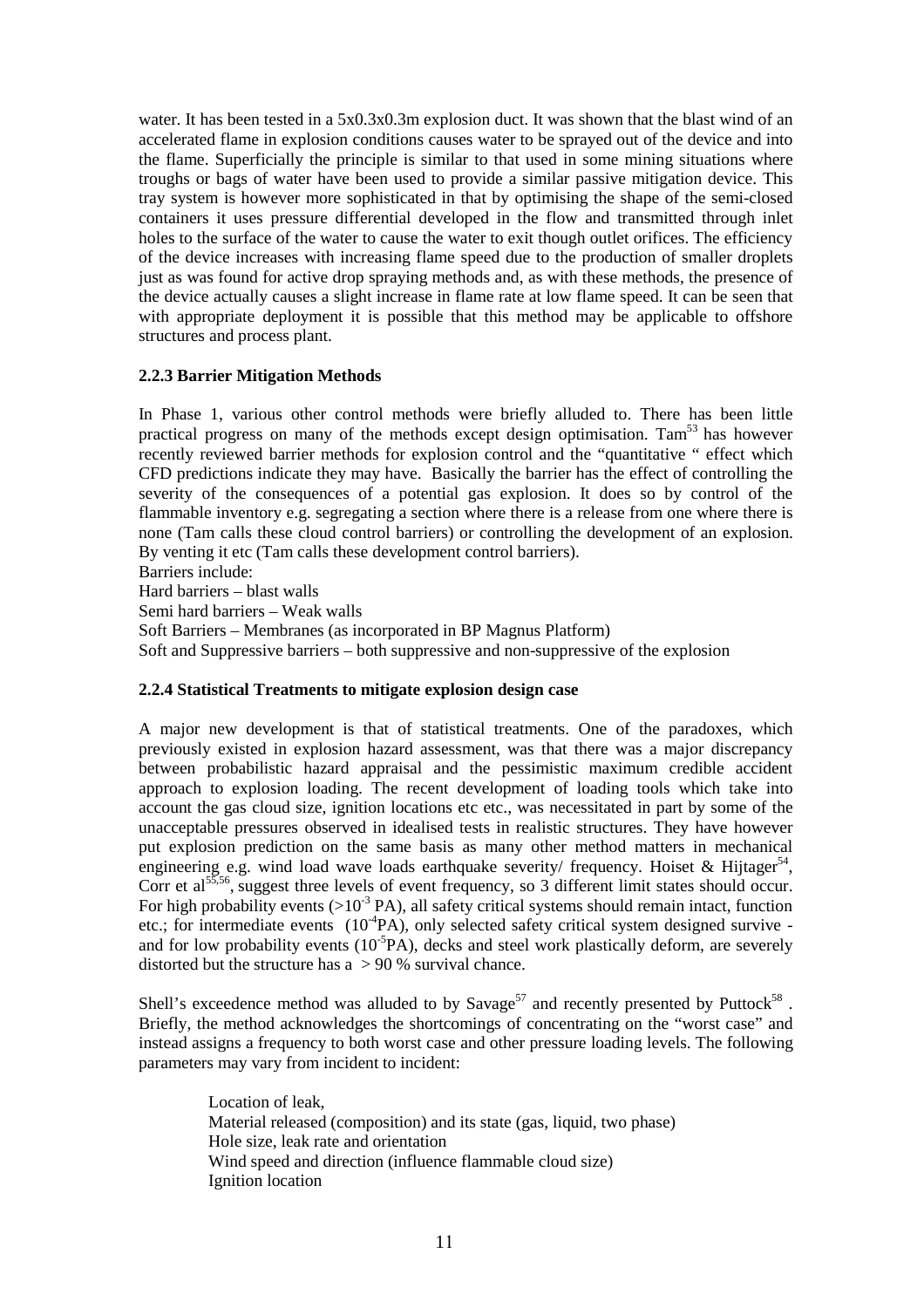water. It has been tested in a 5x0.3x0.3m explosion duct. It was shown that the blast wind of an accelerated flame in explosion conditions causes water to be sprayed out of the device and into the flame. Superficially the principle is similar to that used in some mining situations where troughs or bags of water have been used to provide a similar passive mitigation device. This tray system is however more sophisticated in that by optimising the shape of the semi-closed containers it uses pressure differential developed in the flow and transmitted through inlet holes to the surface of the water to cause the water to exit though outlet orifices. The efficiency of the device increases with increasing flame speed due to the production of smaller droplets just as was found for active drop spraying methods and, as with these methods, the presence of the device actually causes a slight increase in flame rate at low flame speed. It can be seen that with appropriate deployment it is possible that this method may be applicable to offshore structures and process plant.

### 2.2.3 Barrier Mitigation Methods

In Phase 1, various other control methods were briefly alluded to. There has been little practical progress on many of the methods except design optimisation. Tam[53] has however recently reviewed barrier methods for explosion control and the "quantitative " effect which CFD predictions indicate they may have. Basically the barrier has the effect of controlling the severity of the consequences of a potential gas explosion. It does so by control of the flammable inventory e.g. segregating a section where there is a release from one where there is none (Tam calls these cloud control barriers) or controlling the development of an explosion. By venting it etc (Tam calls these development control barriers).

Barriers include:

Hard barriers – blast walls

Semi hard barriers – Weak walls

Soft Barriers – Membranes (as incorporated in BP Magnus Platform)

Soft and Suppressive barriers – both suppressive and non-suppressive of the explosion

### 2.2.4 Statistical Treatments to mitigate explosion design case

A major new development is that of statistical treatments. One of the paradoxes, which previously existed in explosion hazard assessment, was that there was a major discrepancy between probabilistic hazard appraisal and the pessimistic maximum credible accident approach to explosion loading. The recent development of loading tools which take into account the gas cloud size, ignition locations etc etc., was necessitated in part by some of the unacceptable pressures observed in idealised tests in realistic structures. They have however put explosion prediction on the same basis as many other method matters in mechanical engineering e.g. wind load wave loads earthquake severity/ frequency. Hoiset & Hijtager[54], Corr et al[55,56], suggest three levels of event frequency, so 3 different limit states should occur. For high probability events ($>10^{-3}$ PA), all safety critical systems should remain intact, function etc.; for intermediate events ($10^{-4}$PA), only selected safety critical system designed survive - and for low probability events ($10^{-5}$PA), decks and steel work plastically deform, are severely distorted but the structure has a $> 90$ % survival chance.

Shell's exceedence method was alluded to by Savage[57] and recently presented by Puttock[58]. Briefly, the method acknowledges the shortcomings of concentrating on the "worst case" and instead assigns a frequency to both worst case and other pressure loading levels. The following parameters may vary from incident to incident:

Location of leak,
Material released (composition) and its state (gas, liquid, two phase)
Hole size, leak rate and orientation
Wind speed and direction (influence flammable cloud size)
Ignition location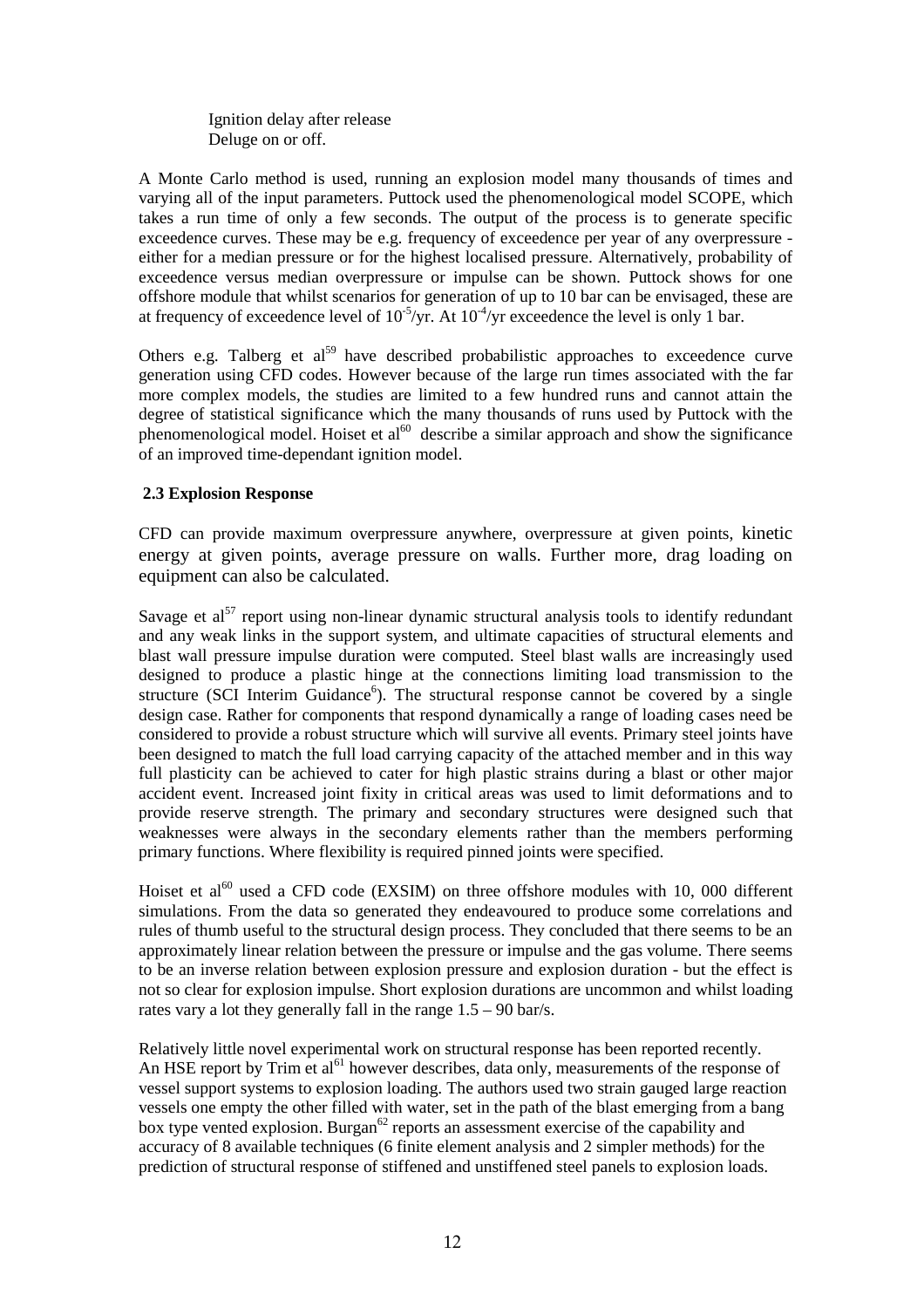Ignition delay after release
Deluge on or off.

A Monte Carlo method is used, running an explosion model many thousands of times and varying all of the input parameters. Puttock used the phenomenological model SCOPE, which takes a run time of only a few seconds. The output of the process is to generate specific exceedence curves. These may be e.g. frequency of exceedence per year of any overpressure - either for a median pressure or for the highest localised pressure. Alternatively, probability of exceedence versus median overpressure or impulse can be shown. Puttock shows for one offshore module that whilst scenarios for generation of up to 10 bar can be envisaged, these are at frequency of exceedence level of $10^{-5}$/yr. At $10^{-4}$/yr exceedence the level is only 1 bar.

Others e.g. Talberg et al[59] have described probabilistic approaches to exceedence curve generation using CFD codes. However because of the large run times associated with the far more complex models, the studies are limited to a few hundred runs and cannot attain the degree of statistical significance which the many thousands of runs used by Puttock with the phenomenological model. Hoiset et al[60] describe a similar approach and show the significance of an improved time-dependant ignition model.

### 2.3 Explosion Response

CFD can provide maximum overpressure anywhere, overpressure at given points, kinetic energy at given points, average pressure on walls. Further more, drag loading on equipment can also be calculated.

Savage et al[57] report using non-linear dynamic structural analysis tools to identify redundant and any weak links in the support system, and ultimate capacities of structural elements and blast wall pressure impulse duration were computed. Steel blast walls are increasingly used designed to produce a plastic hinge at the connections limiting load transmission to the structure (SCI Interim Guidance[6]). The structural response cannot be covered by a single design case. Rather for components that respond dynamically a range of loading cases need be considered to provide a robust structure which will survive all events. Primary steel joints have been designed to match the full load carrying capacity of the attached member and in this way full plasticity can be achieved to cater for high plastic strains during a blast or other major accident event. Increased joint fixity in critical areas was used to limit deformations and to provide reserve strength. The primary and secondary structures were designed such that weaknesses were always in the secondary elements rather than the members performing primary functions. Where flexibility is required pinned joints were specified.

Hoiset et al[60] used a CFD code (EXSIM) on three offshore modules with 10, 000 different simulations. From the data so generated they endeavoured to produce some correlations and rules of thumb useful to the structural design process. They concluded that there seems to be an approximately linear relation between the pressure or impulse and the gas volume. There seems to be an inverse relation between explosion pressure and explosion duration - but the effect is not so clear for explosion impulse. Short explosion durations are uncommon and whilst loading rates vary a lot they generally fall in the range 1.5 – 90 bar/s.

Relatively little novel experimental work on structural response has been reported recently. An HSE report by Trim et al[61] however describes, data only, measurements of the response of vessel support systems to explosion loading. The authors used two strain gauged large reaction vessels one empty the other filled with water, set in the path of the blast emerging from a bang box type vented explosion. Burgan[62] reports an assessment exercise of the capability and accuracy of 8 available techniques (6 finite element analysis and 2 simpler methods) for the prediction of structural response of stiffened and unstiffened steel panels to explosion loads.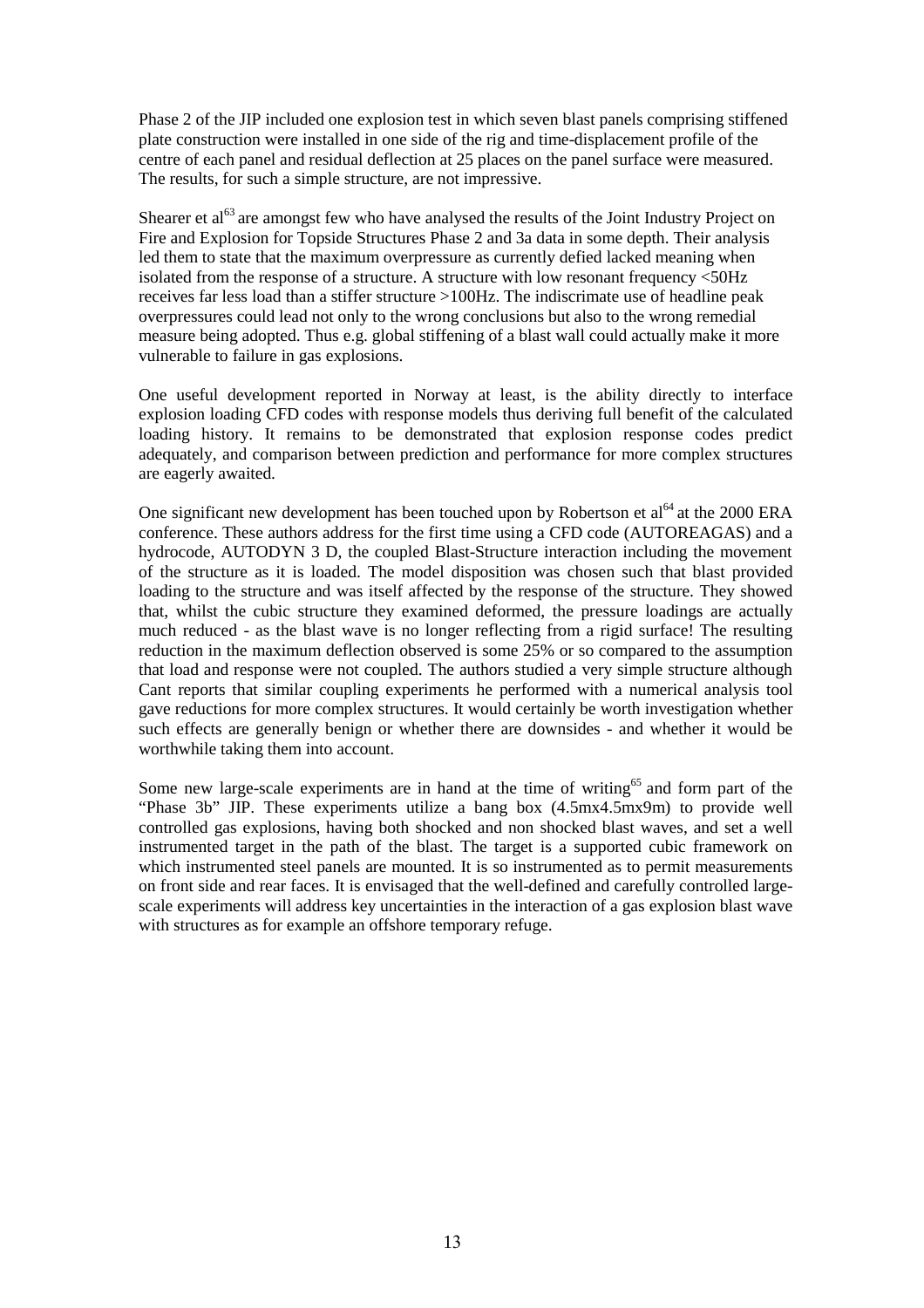Phase 2 of the JIP included one explosion test in which seven blast panels comprising stiffened plate construction were installed in one side of the rig and time-displacement profile of the centre of each panel and residual deflection at 25 places on the panel surface were measured. The results, for such a simple structure, are not impressive.

Shearer et al[63] are amongst few who have analysed the results of the Joint Industry Project on Fire and Explosion for Topside Structures Phase 2 and 3a data in some depth. Their analysis led them to state that the maximum overpressure as currently defied lacked meaning when isolated from the response of a structure. A structure with low resonant frequency <50Hz receives far less load than a stiffer structure >100Hz. The indiscrimate use of headline peak overpressures could lead not only to the wrong conclusions but also to the wrong remedial measure being adopted. Thus e.g. global stiffening of a blast wall could actually make it more vulnerable to failure in gas explosions.

One useful development reported in Norway at least, is the ability directly to interface explosion loading CFD codes with response models thus deriving full benefit of the calculated loading history. It remains to be demonstrated that explosion response codes predict adequately, and comparison between prediction and performance for more complex structures are eagerly awaited.

One significant new development has been touched upon by Robertson et al[64] at the 2000 ERA conference. These authors address for the first time using a CFD code (AUTOREAGAS) and a hydrocode, AUTODYN 3 D, the coupled Blast-Structure interaction including the movement of the structure as it is loaded. The model disposition was chosen such that blast provided loading to the structure and was itself affected by the response of the structure. They showed that, whilst the cubic structure they examined deformed, the pressure loadings are actually much reduced - as the blast wave is no longer reflecting from a rigid surface! The resulting reduction in the maximum deflection observed is some 25% or so compared to the assumption that load and response were not coupled. The authors studied a very simple structure although Cant reports that similar coupling experiments he performed with a numerical analysis tool gave reductions for more complex structures. It would certainly be worth investigation whether such effects are generally benign or whether there are downsides - and whether it would be worthwhile taking them into account.

Some new large-scale experiments are in hand at the time of writing[65] and form part of the "Phase 3b" JIP. These experiments utilize a bang box (4.5mx4.5mx9m) to provide well controlled gas explosions, having both shocked and non shocked blast waves, and set a well instrumented target in the path of the blast. The target is a supported cubic framework on which instrumented steel panels are mounted. It is so instrumented as to permit measurements on front side and rear faces. It is envisaged that the well-defined and carefully controlled large-scale experiments will address key uncertainties in the interaction of a gas explosion blast wave with structures as for example an offshore temporary refuge.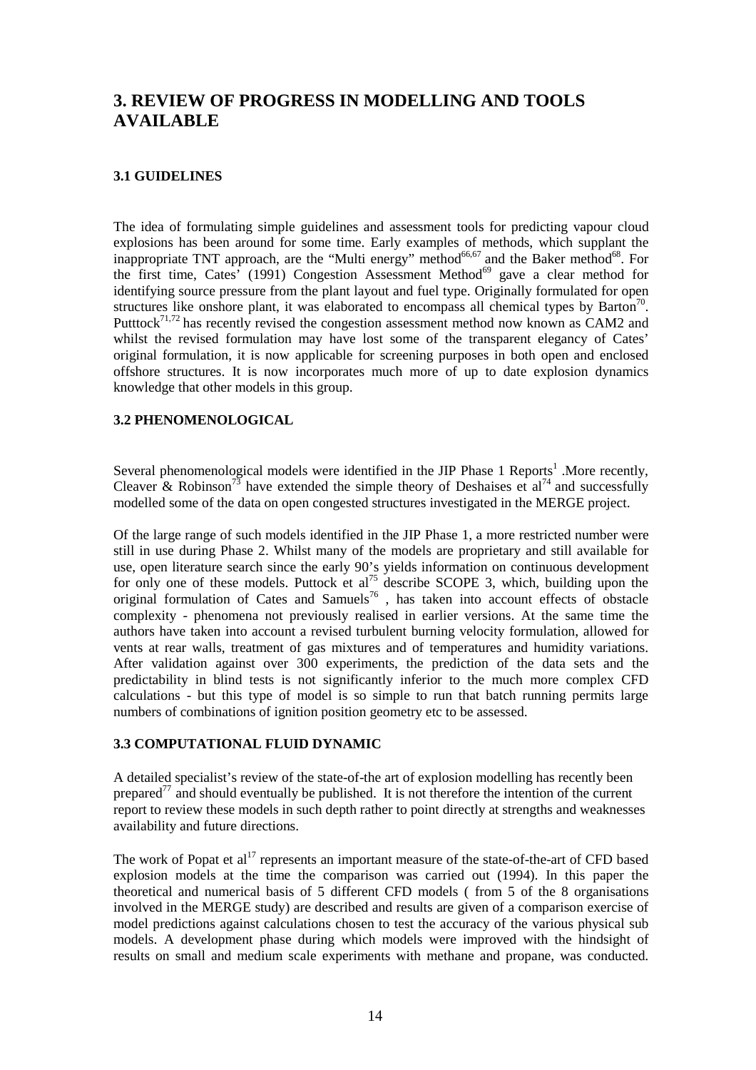# 3. REVIEW OF PROGRESS IN MODELLING AND TOOLS AVAILABLE

### 3.1 GUIDELINES

The idea of formulating simple guidelines and assessment tools for predicting vapour cloud explosions has been around for some time. Early examples of methods, which supplant the inappropriate TNT approach, are the "Multi energy" method[66,67] and the Baker method[68]. For the first time, Cates' (1991) Congestion Assessment Method[69] gave a clear method for identifying source pressure from the plant layout and fuel type. Originally formulated for open structures like onshore plant, it was elaborated to encompass all chemical types by Barton[70]. Putttock[71,72] has recently revised the congestion assessment method now known as CAM2 and whilst the revised formulation may have lost some of the transparent elegancy of Cates' original formulation, it is now applicable for screening purposes in both open and enclosed offshore structures. It is now incorporates much more of up to date explosion dynamics knowledge that other models in this group.

### 3.2 PHENOMENOLOGICAL

Several phenomenological models were identified in the JIP Phase 1 Reports[1] .More recently, Cleaver & Robinson[73] have extended the simple theory of Deshaises et al[74] and successfully modelled some of the data on open congested structures investigated in the MERGE project.

Of the large range of such models identified in the JIP Phase 1, a more restricted number were still in use during Phase 2. Whilst many of the models are proprietary and still available for use, open literature search since the early 90's yields information on continuous development for only one of these models. Puttock et al[75] describe SCOPE 3, which, building upon the original formulation of Cates and Samuels[76] , has taken into account effects of obstacle complexity - phenomena not previously realised in earlier versions. At the same time the authors have taken into account a revised turbulent burning velocity formulation, allowed for vents at rear walls, treatment of gas mixtures and of temperatures and humidity variations. After validation against over 300 experiments, the prediction of the data sets and the predictability in blind tests is not significantly inferior to the much more complex CFD calculations - but this type of model is so simple to run that batch running permits large numbers of combinations of ignition position geometry etc to be assessed.

### 3.3 COMPUTATIONAL FLUID DYNAMIC

A detailed specialist's review of the state-of-the art of explosion modelling has recently been prepared[77] and should eventually be published. It is not therefore the intention of the current report to review these models in such depth rather to point directly at strengths and weaknesses availability and future directions.

The work of Popat et al[17] represents an important measure of the state-of-the-art of CFD based explosion models at the time the comparison was carried out (1994). In this paper the theoretical and numerical basis of 5 different CFD models ( from 5 of the 8 organisations involved in the MERGE study) are described and results are given of a comparison exercise of model predictions against calculations chosen to test the accuracy of the various physical sub models. A development phase during which models were improved with the hindsight of results on small and medium scale experiments with methane and propane, was conducted.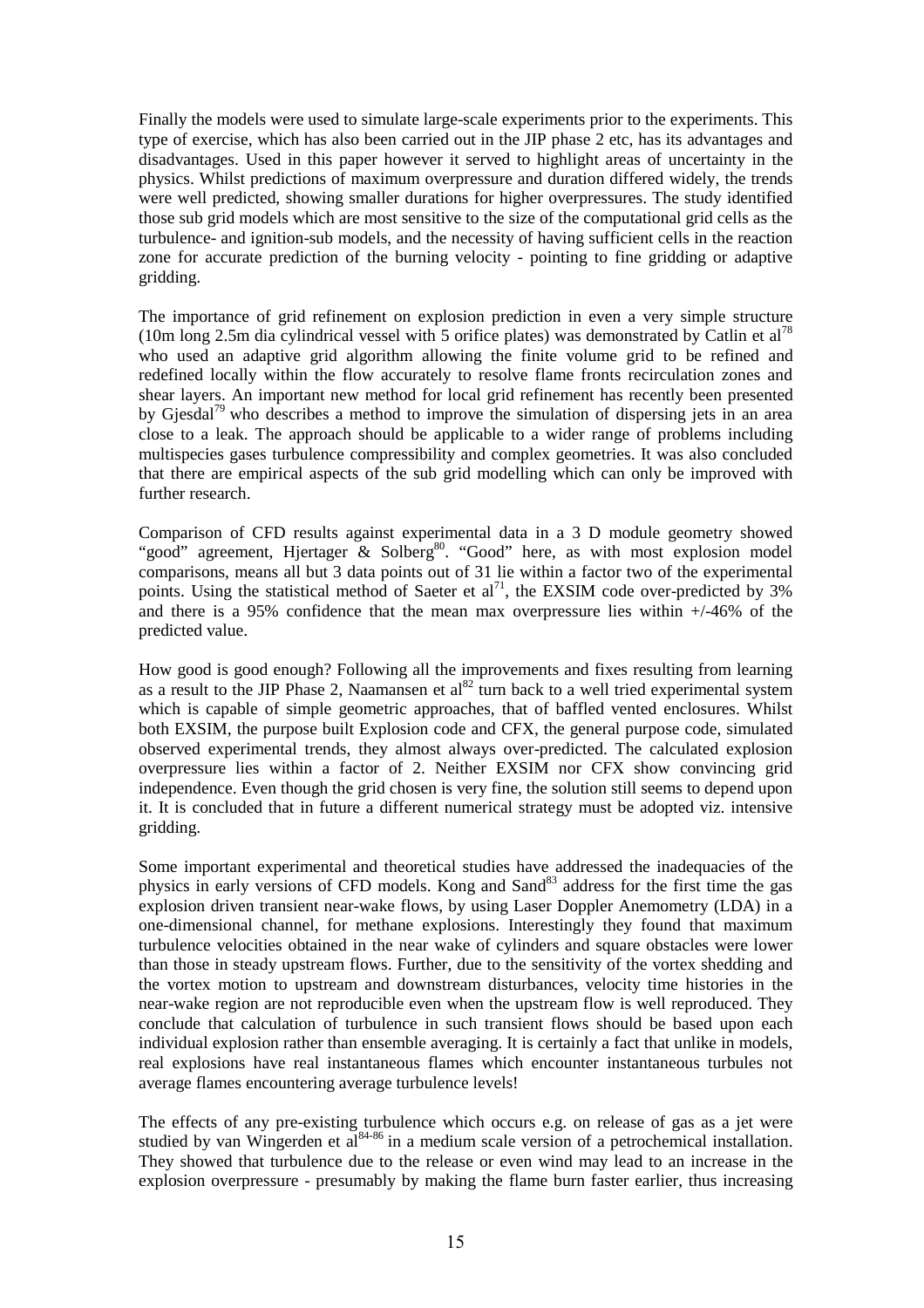Finally the models were used to simulate large-scale experiments prior to the experiments. This type of exercise, which has also been carried out in the JIP phase 2 etc, has its advantages and disadvantages. Used in this paper however it served to highlight areas of uncertainty in the physics. Whilst predictions of maximum overpressure and duration differed widely, the trends were well predicted, showing smaller durations for higher overpressures. The study identified those sub grid models which are most sensitive to the size of the computational grid cells as the turbulence- and ignition-sub models, and the necessity of having sufficient cells in the reaction zone for accurate prediction of the burning velocity - pointing to fine gridding or adaptive gridding.

The importance of grid refinement on explosion prediction in even a very simple structure (10m long 2.5m dia cylindrical vessel with 5 orifice plates) was demonstrated by Catlin et al[78] who used an adaptive grid algorithm allowing the finite volume grid to be refined and redefined locally within the flow accurately to resolve flame fronts recirculation zones and shear layers. An important new method for local grid refinement has recently been presented by Gjesdal[79] who describes a method to improve the simulation of dispersing jets in an area close to a leak. The approach should be applicable to a wider range of problems including multispecies gases turbulence compressibility and complex geometries. It was also concluded that there are empirical aspects of the sub grid modelling which can only be improved with further research.

Comparison of CFD results against experimental data in a 3 D module geometry showed "good" agreement, Hjertager & Solberg[80]. "Good" here, as with most explosion model comparisons, means all but 3 data points out of 31 lie within a factor two of the experimental points. Using the statistical method of Saeter et al[71], the EXSIM code over-predicted by 3% and there is a 95% confidence that the mean max overpressure lies within +/-46% of the predicted value.

How good is good enough? Following all the improvements and fixes resulting from learning as a result to the JIP Phase 2, Naamansen et al[82] turn back to a well tried experimental system which is capable of simple geometric approaches, that of baffled vented enclosures. Whilst both EXSIM, the purpose built Explosion code and CFX, the general purpose code, simulated observed experimental trends, they almost always over-predicted. The calculated explosion overpressure lies within a factor of 2. Neither EXSIM nor CFX show convincing grid independence. Even though the grid chosen is very fine, the solution still seems to depend upon it. It is concluded that in future a different numerical strategy must be adopted viz. intensive gridding.

Some important experimental and theoretical studies have addressed the inadequacies of the physics in early versions of CFD models. Kong and Sand[83] address for the first time the gas explosion driven transient near-wake flows, by using Laser Doppler Anemometry (LDA) in a one-dimensional channel, for methane explosions. Interestingly they found that maximum turbulence velocities obtained in the near wake of cylinders and square obstacles were lower than those in steady upstream flows. Further, due to the sensitivity of the vortex shedding and the vortex motion to upstream and downstream disturbances, velocity time histories in the near-wake region are not reproducible even when the upstream flow is well reproduced. They conclude that calculation of turbulence in such transient flows should be based upon each individual explosion rather than ensemble averaging. It is certainly a fact that unlike in models, real explosions have real instantaneous flames which encounter instantaneous turbules not average flames encountering average turbulence levels!

The effects of any pre-existing turbulence which occurs e.g. on release of gas as a jet were studied by van Wingerden et al[84-86] in a medium scale version of a petrochemical installation. They showed that turbulence due to the release or even wind may lead to an increase in the explosion overpressure - presumably by making the flame burn faster earlier, thus increasing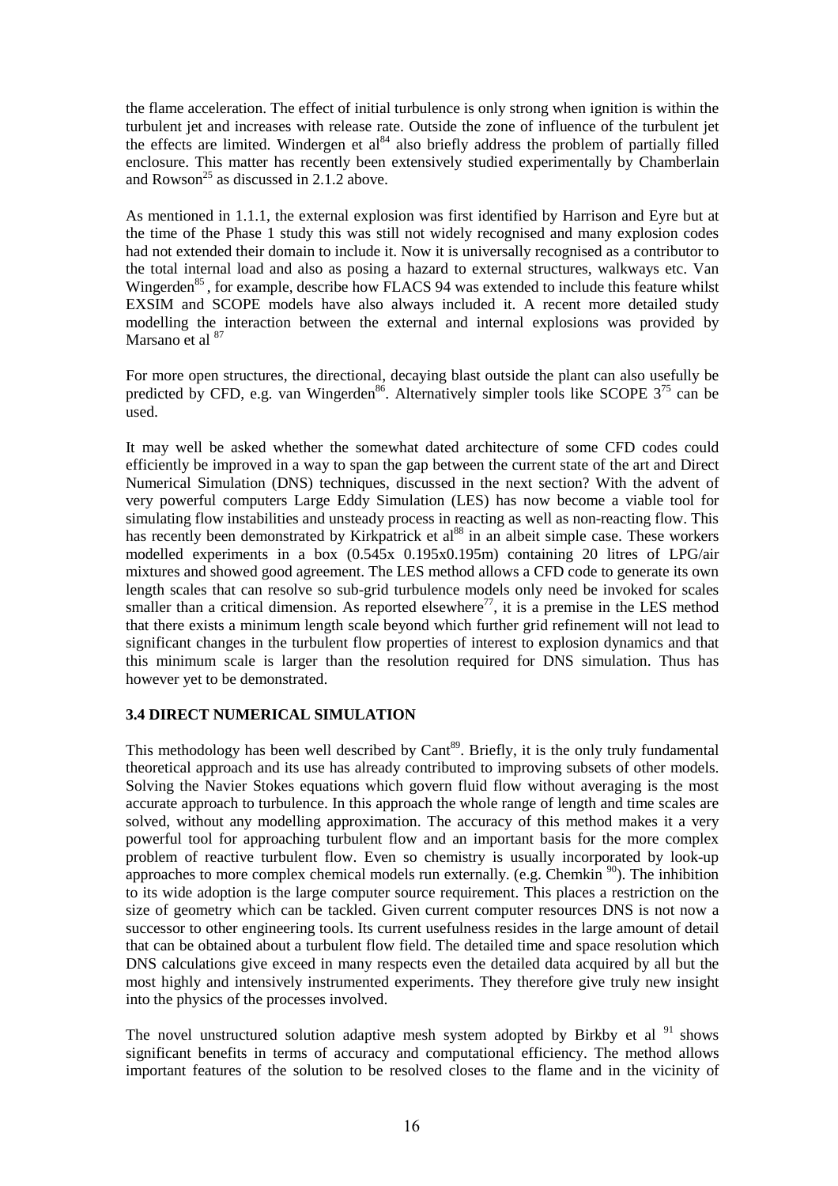the flame acceleration. The effect of initial turbulence is only strong when ignition is within the turbulent jet and increases with release rate. Outside the zone of influence of the turbulent jet the effects are limited. Windergen et al[84] also briefly address the problem of partially filled enclosure. This matter has recently been extensively studied experimentally by Chamberlain and Rowson[25] as discussed in 2.1.2 above.

As mentioned in 1.1.1, the external explosion was first identified by Harrison and Eyre but at the time of the Phase 1 study this was still not widely recognised and many explosion codes had not extended their domain to include it. Now it is universally recognised as a contributor to the total internal load and also as posing a hazard to external structures, walkways etc. Van Wingerden[85], for example, describe how FLACS 94 was extended to include this feature whilst EXSIM and SCOPE models have also always included it. A recent more detailed study modelling the interaction between the external and internal explosions was provided by Marsano et al [87]

For more open structures, the directional, decaying blast outside the plant can also usefully be predicted by CFD, e.g. van Wingerden[86]. Alternatively simpler tools like SCOPE 3[75] can be used.

It may well be asked whether the somewhat dated architecture of some CFD codes could efficiently be improved in a way to span the gap between the current state of the art and Direct Numerical Simulation (DNS) techniques, discussed in the next section? With the advent of very powerful computers Large Eddy Simulation (LES) has now become a viable tool for simulating flow instabilities and unsteady process in reacting as well as non-reacting flow. This has recently been demonstrated by Kirkpatrick et al[88] in an albeit simple case. These workers modelled experiments in a box (0.545x 0.195x0.195m) containing 20 litres of LPG/air mixtures and showed good agreement. The LES method allows a CFD code to generate its own length scales that can resolve so sub-grid turbulence models only need be invoked for scales smaller than a critical dimension. As reported elsewhere[77], it is a premise in the LES method that there exists a minimum length scale beyond which further grid refinement will not lead to significant changes in the turbulent flow properties of interest to explosion dynamics and that this minimum scale is larger than the resolution required for DNS simulation. Thus has however yet to be demonstrated.

### 3.4 DIRECT NUMERICAL SIMULATION

This methodology has been well described by Cant[89]. Briefly, it is the only truly fundamental theoretical approach and its use has already contributed to improving subsets of other models. Solving the Navier Stokes equations which govern fluid flow without averaging is the most accurate approach to turbulence. In this approach the whole range of length and time scales are solved, without any modelling approximation. The accuracy of this method makes it a very powerful tool for approaching turbulent flow and an important basis for the more complex problem of reactive turbulent flow. Even so chemistry is usually incorporated by look-up approaches to more complex chemical models run externally. (e.g. Chemkin [90]). The inhibition to its wide adoption is the large computer source requirement. This places a restriction on the size of geometry which can be tackled. Given current computer resources DNS is not now a successor to other engineering tools. Its current usefulness resides in the large amount of detail that can be obtained about a turbulent flow field. The detailed time and space resolution which DNS calculations give exceed in many respects even the detailed data acquired by all but the most highly and intensively instrumented experiments. They therefore give truly new insight into the physics of the processes involved.

The novel unstructured solution adaptive mesh system adopted by Birkby et al [91] shows significant benefits in terms of accuracy and computational efficiency. The method allows important features of the solution to be resolved closes to the flame and in the vicinity of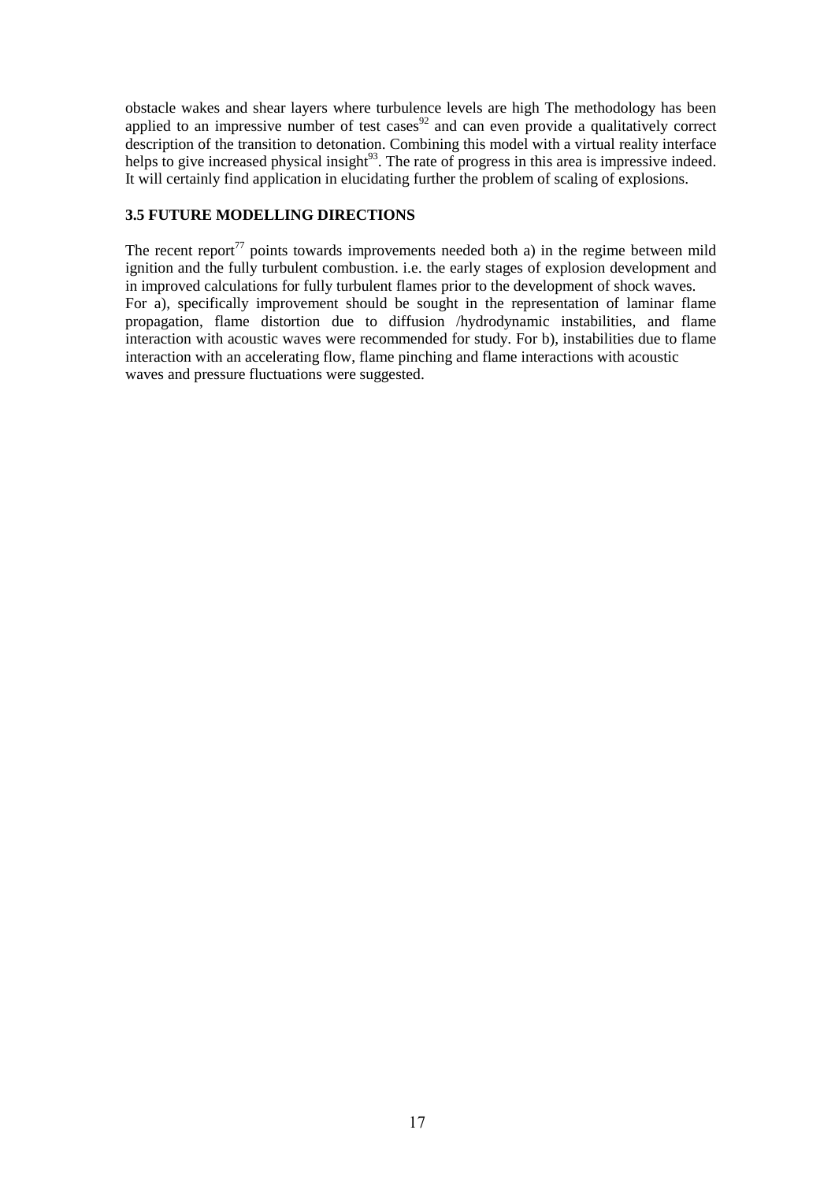obstacle wakes and shear layers where turbulence levels are high The methodology has been applied to an impressive number of test cases[92] and can even provide a qualitatively correct description of the transition to detonation. Combining this model with a virtual reality interface helps to give increased physical insight[93]. The rate of progress in this area is impressive indeed. It will certainly find application in elucidating further the problem of scaling of explosions.

### 3.5 FUTURE MODELLING DIRECTIONS

The recent report[77] points towards improvements needed both a) in the regime between mild ignition and the fully turbulent combustion. i.e. the early stages of explosion development and in improved calculations for fully turbulent flames prior to the development of shock waves. For a), specifically improvement should be sought in the representation of laminar flame propagation, flame distortion due to diffusion /hydrodynamic instabilities, and flame interaction with acoustic waves were recommended for study. For b), instabilities due to flame interaction with an accelerating flow, flame pinching and flame interactions with acoustic waves and pressure fluctuations were suggested.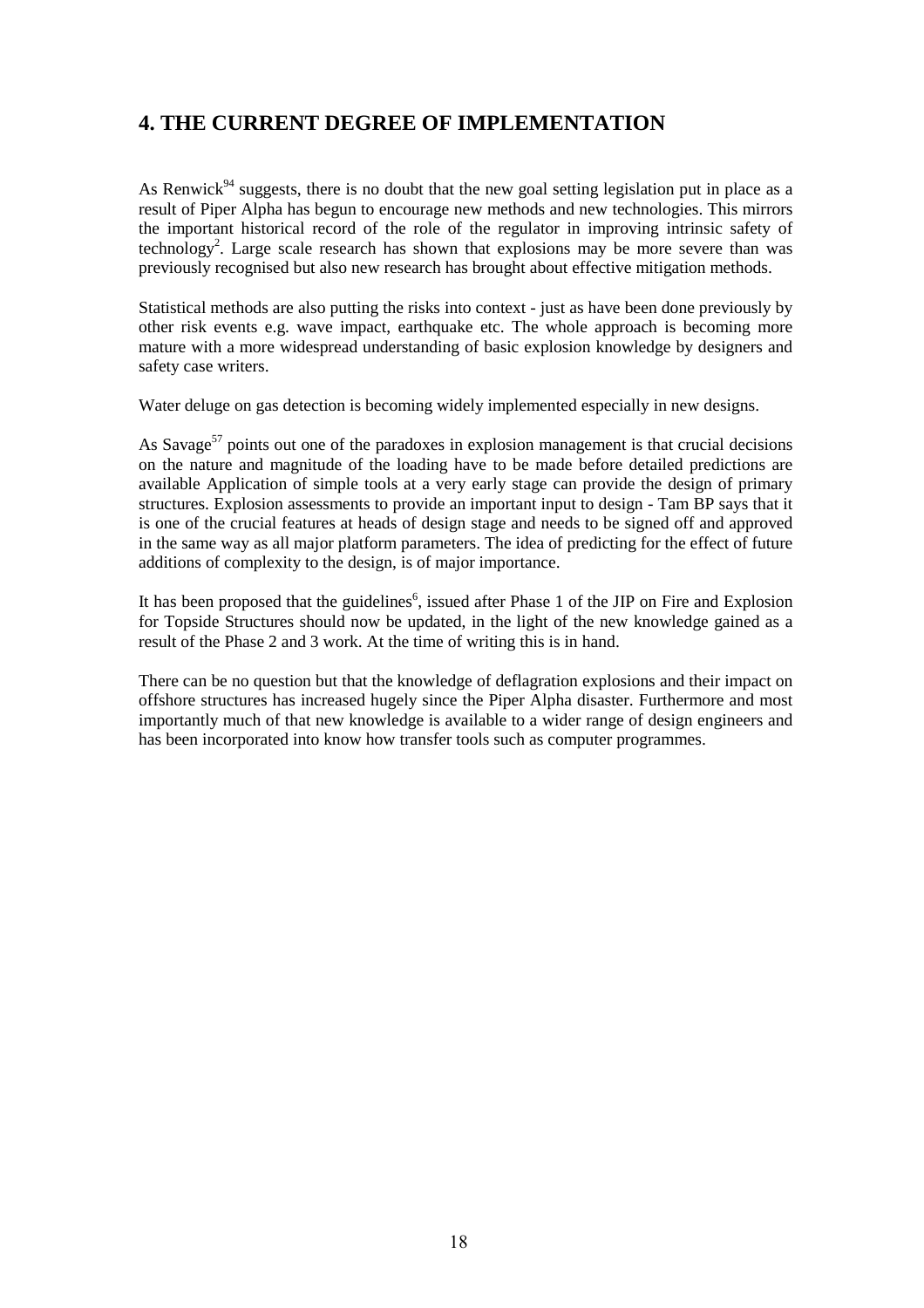## 4. THE CURRENT DEGREE OF IMPLEMENTATION

As Renwick[94] suggests, there is no doubt that the new goal setting legislation put in place as a result of Piper Alpha has begun to encourage new methods and new technologies. This mirrors the important historical record of the role of the regulator in improving intrinsic safety of technology[2]. Large scale research has shown that explosions may be more severe than was previously recognised but also new research has brought about effective mitigation methods.

Statistical methods are also putting the risks into context - just as have been done previously by other risk events e.g. wave impact, earthquake etc. The whole approach is becoming more mature with a more widespread understanding of basic explosion knowledge by designers and safety case writers.

Water deluge on gas detection is becoming widely implemented especially in new designs.

As Savage[57] points out one of the paradoxes in explosion management is that crucial decisions on the nature and magnitude of the loading have to be made before detailed predictions are available Application of simple tools at a very early stage can provide the design of primary structures. Explosion assessments to provide an important input to design - Tam BP says that it is one of the crucial features at heads of design stage and needs to be signed off and approved in the same way as all major platform parameters. The idea of predicting for the effect of future additions of complexity to the design, is of major importance.

It has been proposed that the guidelines[6], issued after Phase 1 of the JIP on Fire and Explosion for Topside Structures should now be updated, in the light of the new knowledge gained as a result of the Phase 2 and 3 work. At the time of writing this is in hand.

There can be no question but that the knowledge of deflagration explosions and their impact on offshore structures has increased hugely since the Piper Alpha disaster. Furthermore and most importantly much of that new knowledge is available to a wider range of design engineers and has been incorporated into know how transfer tools such as computer programmes.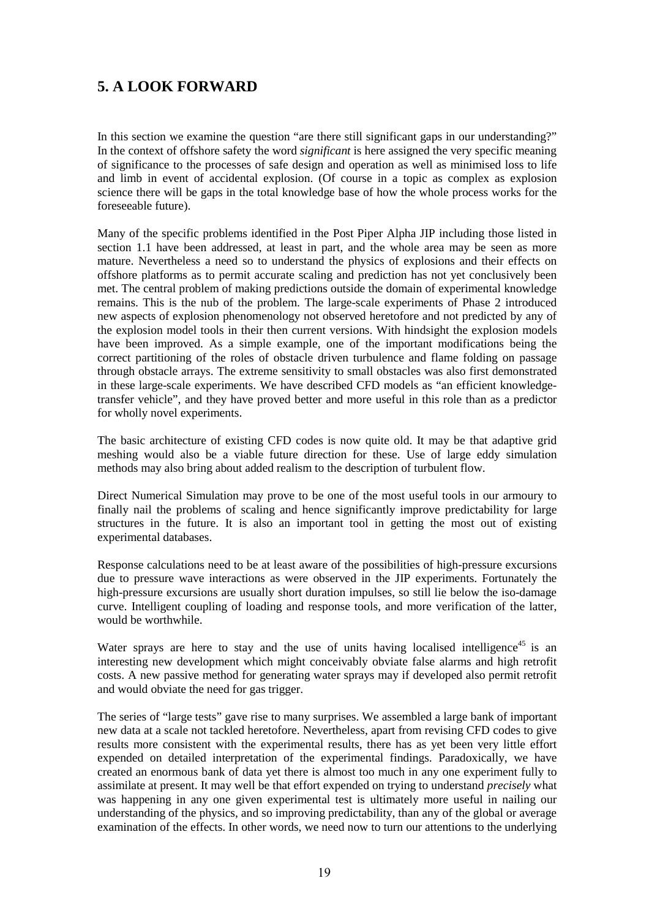## 5. A LOOK FORWARD

In this section we examine the question "are there still significant gaps in our understanding?" In the context of offshore safety the word *significant* is here assigned the very specific meaning of significance to the processes of safe design and operation as well as minimised loss to life and limb in event of accidental explosion. (Of course in a topic as complex as explosion science there will be gaps in the total knowledge base of how the whole process works for the foreseeable future).

Many of the specific problems identified in the Post Piper Alpha JIP including those listed in section 1.1 have been addressed, at least in part, and the whole area may be seen as more mature. Nevertheless a need so to understand the physics of explosions and their effects on offshore platforms as to permit accurate scaling and prediction has not yet conclusively been met. The central problem of making predictions outside the domain of experimental knowledge remains. This is the nub of the problem. The large-scale experiments of Phase 2 introduced new aspects of explosion phenomenology not observed heretofore and not predicted by any of the explosion model tools in their then current versions. With hindsight the explosion models have been improved. As a simple example, one of the important modifications being the correct partitioning of the roles of obstacle driven turbulence and flame folding on passage through obstacle arrays. The extreme sensitivity to small obstacles was also first demonstrated in these large-scale experiments. We have described CFD models as "an efficient knowledge-transfer vehicle", and they have proved better and more useful in this role than as a predictor for wholly novel experiments.

The basic architecture of existing CFD codes is now quite old. It may be that adaptive grid meshing would also be a viable future direction for these. Use of large eddy simulation methods may also bring about added realism to the description of turbulent flow.

Direct Numerical Simulation may prove to be one of the most useful tools in our armoury to finally nail the problems of scaling and hence significantly improve predictability for large structures in the future. It is also an important tool in getting the most out of existing experimental databases.

Response calculations need to be at least aware of the possibilities of high-pressure excursions due to pressure wave interactions as were observed in the JIP experiments. Fortunately the high-pressure excursions are usually short duration impulses, so still lie below the iso-damage curve. Intelligent coupling of loading and response tools, and more verification of the latter, would be worthwhile.

Water sprays are here to stay and the use of units having localised intelligence[45] is an interesting new development which might conceivably obviate false alarms and high retrofit costs. A new passive method for generating water sprays may if developed also permit retrofit and would obviate the need for gas trigger.

The series of "large tests" gave rise to many surprises. We assembled a large bank of important new data at a scale not tackled heretofore. Nevertheless, apart from revising CFD codes to give results more consistent with the experimental results, there has as yet been very little effort expended on detailed interpretation of the experimental findings. Paradoxically, we have created an enormous bank of data yet there is almost too much in any one experiment fully to assimilate at present. It may well be that effort expended on trying to understand *precisely* what was happening in any one given experimental test is ultimately more useful in nailing our understanding of the physics, and so improving predictability, than any of the global or average examination of the effects. In other words, we need now to turn our attentions to the underlying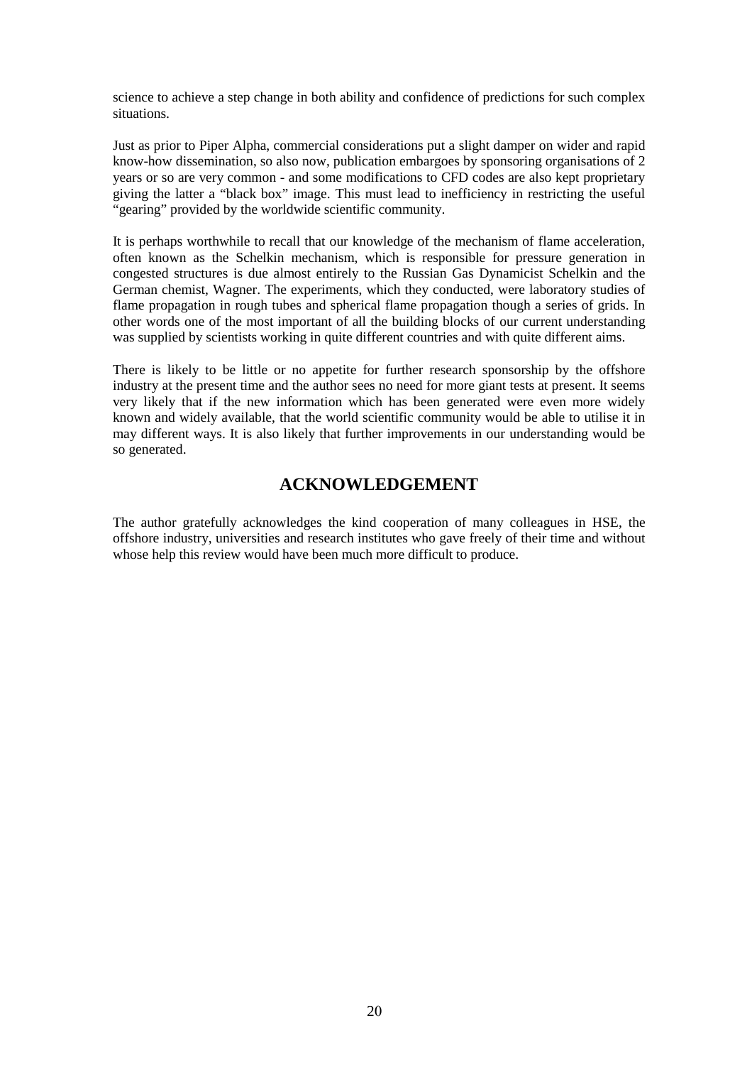science to achieve a step change in both ability and confidence of predictions for such complex situations.

Just as prior to Piper Alpha, commercial considerations put a slight damper on wider and rapid know-how dissemination, so also now, publication embargoes by sponsoring organisations of 2 years or so are very common - and some modifications to CFD codes are also kept proprietary giving the latter a "black box" image. This must lead to inefficiency in restricting the useful "gearing" provided by the worldwide scientific community.

It is perhaps worthwhile to recall that our knowledge of the mechanism of flame acceleration, often known as the Schelkin mechanism, which is responsible for pressure generation in congested structures is due almost entirely to the Russian Gas Dynamicist Schelkin and the German chemist, Wagner. The experiments, which they conducted, were laboratory studies of flame propagation in rough tubes and spherical flame propagation though a series of grids. In other words one of the most important of all the building blocks of our current understanding was supplied by scientists working in quite different countries and with quite different aims.

There is likely to be little or no appetite for further research sponsorship by the offshore industry at the present time and the author sees no need for more giant tests at present. It seems very likely that if the new information which has been generated were even more widely known and widely available, that the world scientific community would be able to utilise it in may different ways. It is also likely that further improvements in our understanding would be so generated.

## ACKNOWLEDGEMENT

The author gratefully acknowledges the kind cooperation of many colleagues in HSE, the offshore industry, universities and research institutes who gave freely of their time and without whose help this review would have been much more difficult to produce.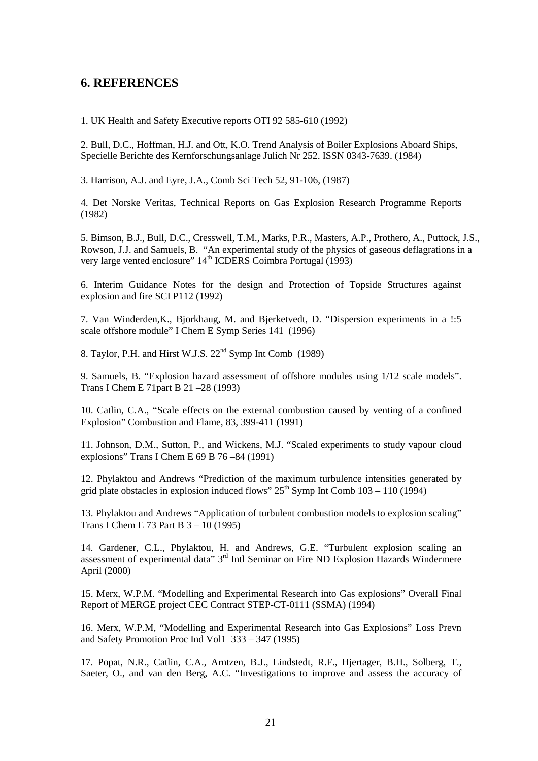## 6. REFERENCES

1. UK Health and Safety Executive reports OTI 92 585-610 (1992)

2. Bull, D.C., Hoffman, H.J. and Ott, K.O. Trend Analysis of Boiler Explosions Aboard Ships, Specielle Berichte des Kernforschungsanlage Julich Nr 252. ISSN 0343-7639. (1984)

3. Harrison, A.J. and Eyre, J.A., Comb Sci Tech 52, 91-106, (1987)

4. Det Norske Veritas, Technical Reports on Gas Explosion Research Programme Reports (1982)

5. Bimson, B.J., Bull, D.C., Cresswell, T.M., Marks, P.R., Masters, A.P., Prothero, A., Puttock, J.S., Rowson, J.J. and Samuels, B. "An experimental study of the physics of gaseous deflagrations in a very large vented enclosure" 14th ICDERS Coimbra Portugal (1993)

6. Interim Guidance Notes for the design and Protection of Topside Structures against explosion and fire SCI P112 (1992)

7. Van Winderden,K., Bjorkhaug, M. and Bjerketvedt, D. "Dispersion experiments in a !:5 scale offshore module" I Chem E Symp Series 141 (1996)

8. Taylor, P.H. and Hirst W.J.S. 22nd Symp Int Comb (1989)

9. Samuels, B. "Explosion hazard assessment of offshore modules using 1/12 scale models". Trans I Chem E 71part B 21 –28 (1993)

10. Catlin, C.A., "Scale effects on the external combustion caused by venting of a confined Explosion" Combustion and Flame, 83, 399-411 (1991)

11. Johnson, D.M., Sutton, P., and Wickens, M.J. "Scaled experiments to study vapour cloud explosions" Trans I Chem E 69 B 76 –84 (1991)

12. Phylaktou and Andrews "Prediction of the maximum turbulence intensities generated by grid plate obstacles in explosion induced flows" 25th Symp Int Comb 103 – 110 (1994)

13. Phylaktou and Andrews "Application of turbulent combustion models to explosion scaling" Trans I Chem E 73 Part B 3 – 10 (1995)

14. Gardener, C.L., Phylaktou, H. and Andrews, G.E. "Turbulent explosion scaling an assessment of experimental data" 3rd Intl Seminar on Fire ND Explosion Hazards Windermere April (2000)

15. Merx, W.P.M. "Modelling and Experimental Research into Gas explosions" Overall Final Report of MERGE project CEC Contract STEP-CT-0111 (SSMA) (1994)

16. Merx, W.P.M, "Modelling and Experimental Research into Gas Explosions" Loss Prevn and Safety Promotion Proc Ind Vol1 333 – 347 (1995)

17. Popat, N.R., Catlin, C.A., Arntzen, B.J., Lindstedt, R.F., Hjertager, B.H., Solberg, T., Saeter, O., and van den Berg, A.C. "Investigations to improve and assess the accuracy of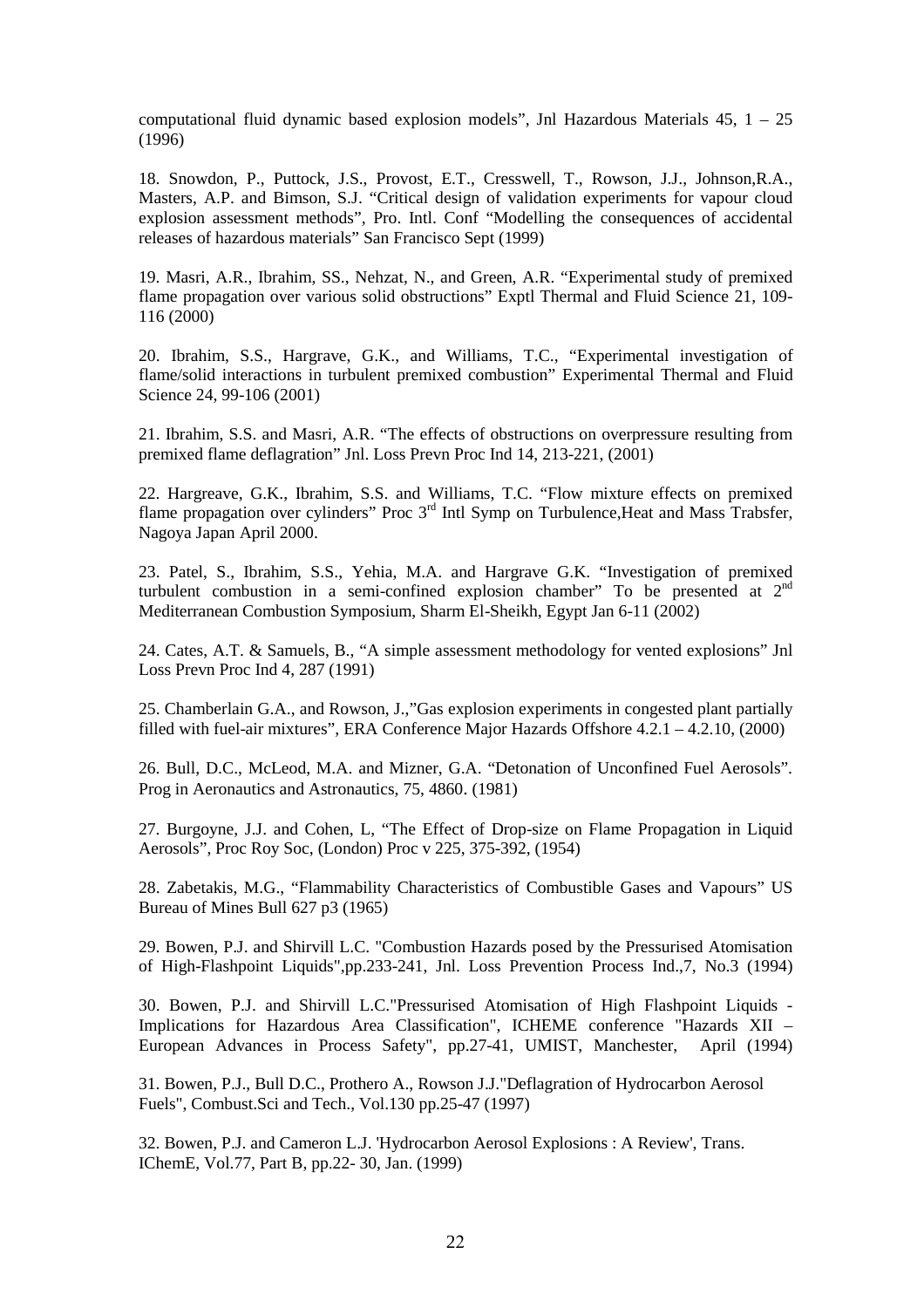computational fluid dynamic based explosion models", Jnl Hazardous Materials 45, 1 – 25 (1996)

18. Snowdon, P., Puttock, J.S., Provost, E.T., Cresswell, T., Rowson, J.J., Johnson,R.A., Masters, A.P. and Bimson, S.J. "Critical design of validation experiments for vapour cloud explosion assessment methods", Pro. Intl. Conf "Modelling the consequences of accidental releases of hazardous materials" San Francisco Sept (1999)

19. Masri, A.R., Ibrahim, SS., Nehzat, N., and Green, A.R. "Experimental study of premixed flame propagation over various solid obstructions" Exptl Thermal and Fluid Science 21, 109-116 (2000)

20. Ibrahim, S.S., Hargrave, G.K., and Williams, T.C., "Experimental investigation of flame/solid interactions in turbulent premixed combustion" Experimental Thermal and Fluid Science 24, 99-106 (2001)

21. Ibrahim, S.S. and Masri, A.R. "The effects of obstructions on overpressure resulting from premixed flame deflagration" Jnl. Loss Prevn Proc Ind 14, 213-221, (2001)

22. Hargreave, G.K., Ibrahim, S.S. and Williams, T.C. "Flow mixture effects on premixed flame propagation over cylinders" Proc 3rd Intl Symp on Turbulence,Heat and Mass Trabsfer, Nagoya Japan April 2000.

23. Patel, S., Ibrahim, S.S., Yehia, M.A. and Hargrave G.K. "Investigation of premixed turbulent combustion in a semi-confined explosion chamber" To be presented at 2nd Mediterranean Combustion Symposium, Sharm El-Sheikh, Egypt Jan 6-11 (2002)

24. Cates, A.T. & Samuels, B., "A simple assessment methodology for vented explosions" Jnl Loss Prevn Proc Ind 4, 287 (1991)

25. Chamberlain G.A., and Rowson, J.,"Gas explosion experiments in congested plant partially filled with fuel-air mixtures", ERA Conference Major Hazards Offshore 4.2.1 – 4.2.10, (2000)

26. Bull, D.C., McLeod, M.A. and Mizner, G.A. "Detonation of Unconfined Fuel Aerosols". Prog in Aeronautics and Astronautics, 75, 4860. (1981)

27. Burgoyne, J.J. and Cohen, L, "The Effect of Drop-size on Flame Propagation in Liquid Aerosols", Proc Roy Soc, (London) Proc v 225, 375-392, (1954)

28. Zabetakis, M.G., "Flammability Characteristics of Combustible Gases and Vapours" US Bureau of Mines Bull 627 p3 (1965)

29. Bowen, P.J. and Shirvill L.C. "Combustion Hazards posed by the Pressurised Atomisation of High-Flashpoint Liquids",pp.233-241, Jnl. Loss Prevention Process Ind.,7, No.3 (1994)

30. Bowen, P.J. and Shirvill L.C."Pressurised Atomisation of High Flashpoint Liquids - Implications for Hazardous Area Classification", ICHEME conference "Hazards XII – European Advances in Process Safety", pp.27-41, UMIST, Manchester, April (1994)

31. Bowen, P.J., Bull D.C., Prothero A., Rowson J.J."Deflagration of Hydrocarbon Aerosol Fuels", Combust.Sci and Tech., Vol.130 pp.25-47 (1997)

32. Bowen, P.J. and Cameron L.J. 'Hydrocarbon Aerosol Explosions : A Review', Trans. IChemE, Vol.77, Part B, pp.22- 30, Jan. (1999)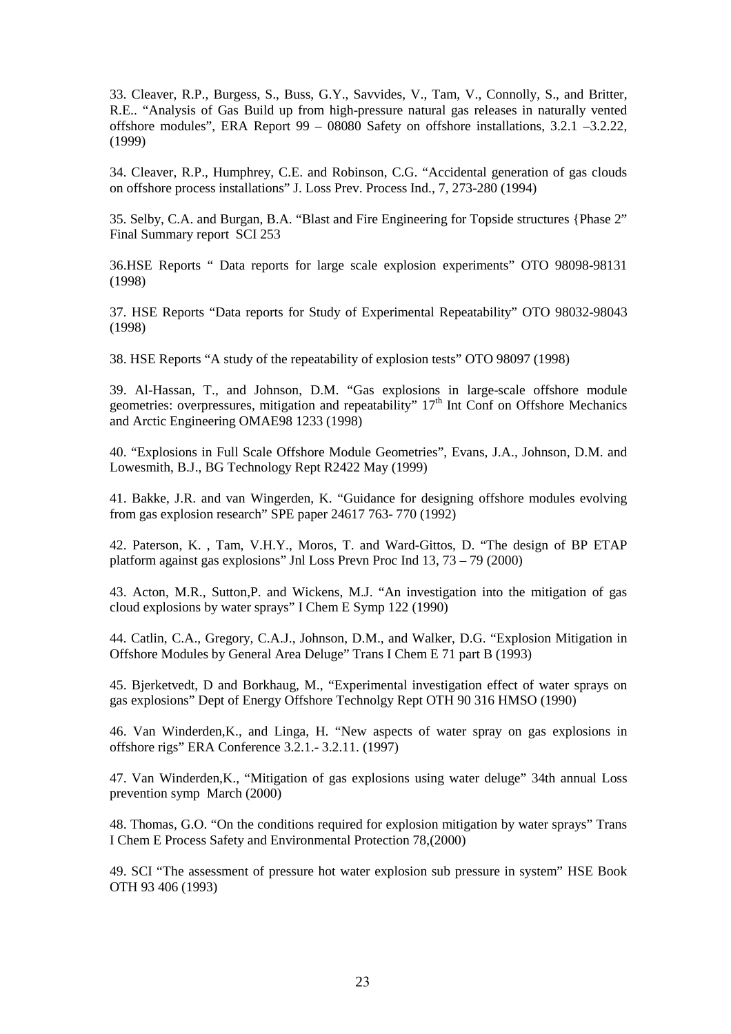33. Cleaver, R.P., Burgess, S., Buss, G.Y., Savvides, V., Tam, V., Connolly, S., and Britter, R.E.. "Analysis of Gas Build up from high-pressure natural gas releases in naturally vented offshore modules", ERA Report 99 – 08080 Safety on offshore installations, 3.2.1 –3.2.22, (1999)

34. Cleaver, R.P., Humphrey, C.E. and Robinson, C.G. "Accidental generation of gas clouds on offshore process installations" J. Loss Prev. Process Ind., 7, 273-280 (1994)

35. Selby, C.A. and Burgan, B.A. "Blast and Fire Engineering for Topside structures {Phase 2" Final Summary report SCI 253

36.HSE Reports " Data reports for large scale explosion experiments" OTO 98098-98131 (1998)

37. HSE Reports "Data reports for Study of Experimental Repeatability" OTO 98032-98043 (1998)

38. HSE Reports "A study of the repeatability of explosion tests" OTO 98097 (1998)

39. Al-Hassan, T., and Johnson, D.M. "Gas explosions in large-scale offshore module geometries: overpressures, mitigation and repeatability" 17th Int Conf on Offshore Mechanics and Arctic Engineering OMAE98 1233 (1998)

40. "Explosions in Full Scale Offshore Module Geometries", Evans, J.A., Johnson, D.M. and Lowesmith, B.J., BG Technology Rept R2422 May (1999)

41. Bakke, J.R. and van Wingerden, K. "Guidance for designing offshore modules evolving from gas explosion research" SPE paper 24617 763- 770 (1992)

42. Paterson, K. , Tam, V.H.Y., Moros, T. and Ward-Gittos, D. "The design of BP ETAP platform against gas explosions" Jnl Loss Prevn Proc Ind 13, 73 – 79 (2000)

43. Acton, M.R., Sutton,P. and Wickens, M.J. "An investigation into the mitigation of gas cloud explosions by water sprays" I Chem E Symp 122 (1990)

44. Catlin, C.A., Gregory, C.A.J., Johnson, D.M., and Walker, D.G. "Explosion Mitigation in Offshore Modules by General Area Deluge" Trans I Chem E 71 part B (1993)

45. Bjerketvedt, D and Borkhaug, M., "Experimental investigation effect of water sprays on gas explosions" Dept of Energy Offshore Technolgy Rept OTH 90 316 HMSO (1990)

46. Van Winderden,K., and Linga, H. "New aspects of water spray on gas explosions in offshore rigs" ERA Conference 3.2.1.- 3.2.11. (1997)

47. Van Winderden,K., "Mitigation of gas explosions using water deluge" 34th annual Loss prevention symp March (2000)

48. Thomas, G.O. "On the conditions required for explosion mitigation by water sprays" Trans I Chem E Process Safety and Environmental Protection 78,(2000)

49. SCI "The assessment of pressure hot water explosion sub pressure in system" HSE Book OTH 93 406 (1993)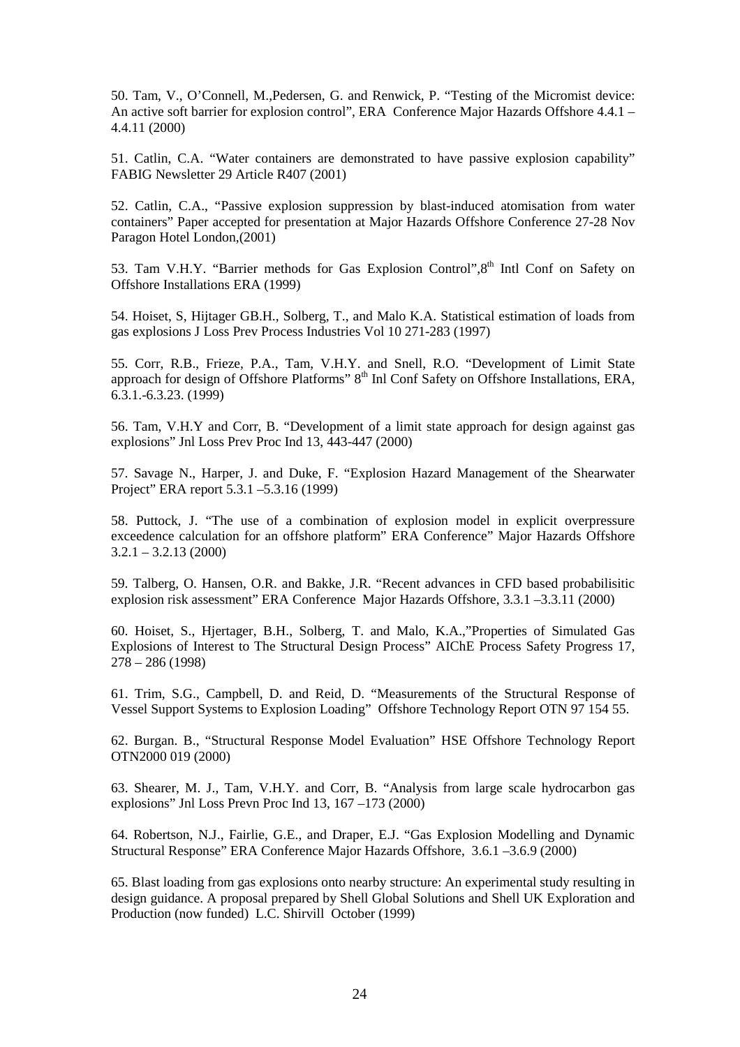50. Tam, V., O'Connell, M.,Pedersen, G. and Renwick, P. "Testing of the Micromist device: An active soft barrier for explosion control", ERA Conference Major Hazards Offshore 4.4.1 – 4.4.11 (2000)

51. Catlin, C.A. "Water containers are demonstrated to have passive explosion capability" FABIG Newsletter 29 Article R407 (2001)

52. Catlin, C.A., "Passive explosion suppression by blast-induced atomisation from water containers" Paper accepted for presentation at Major Hazards Offshore Conference 27-28 Nov Paragon Hotel London,(2001)

53. Tam V.H.Y. "Barrier methods for Gas Explosion Control",8th Intl Conf on Safety on Offshore Installations ERA (1999)

54. Hoiset, S, Hijtager GB.H., Solberg, T., and Malo K.A. Statistical estimation of loads from gas explosions J Loss Prev Process Industries Vol 10 271-283 (1997)

55. Corr, R.B., Frieze, P.A., Tam, V.H.Y. and Snell, R.O. "Development of Limit State approach for design of Offshore Platforms" 8th Inl Conf Safety on Offshore Installations, ERA, 6.3.1.-6.3.23. (1999)

56. Tam, V.H.Y and Corr, B. "Development of a limit state approach for design against gas explosions" Jnl Loss Prev Proc Ind 13, 443-447 (2000)

57. Savage N., Harper, J. and Duke, F. "Explosion Hazard Management of the Shearwater Project" ERA report 5.3.1 –5.3.16 (1999)

58. Puttock, J. "The use of a combination of explosion model in explicit overpressure exceedence calculation for an offshore platform" ERA Conference" Major Hazards Offshore 3.2.1 – 3.2.13 (2000)

59. Talberg, O. Hansen, O.R. and Bakke, J.R. "Recent advances in CFD based probabilisitic explosion risk assessment" ERA Conference Major Hazards Offshore, 3.3.1 –3.3.11 (2000)

60. Hoiset, S., Hjertager, B.H., Solberg, T. and Malo, K.A.,"Properties of Simulated Gas Explosions of Interest to The Structural Design Process" AIChE Process Safety Progress 17, 278 – 286 (1998)

61. Trim, S.G., Campbell, D. and Reid, D. "Measurements of the Structural Response of Vessel Support Systems to Explosion Loading" Offshore Technology Report OTN 97 154 55.

62. Burgan. B., "Structural Response Model Evaluation" HSE Offshore Technology Report OTN2000 019 (2000)

63. Shearer, M. J., Tam, V.H.Y. and Corr, B. "Analysis from large scale hydrocarbon gas explosions" Jnl Loss Prevn Proc Ind 13, 167 –173 (2000)

64. Robertson, N.J., Fairlie, G.E., and Draper, E.J. "Gas Explosion Modelling and Dynamic Structural Response" ERA Conference Major Hazards Offshore, 3.6.1 –3.6.9 (2000)

65. Blast loading from gas explosions onto nearby structure: An experimental study resulting in design guidance. A proposal prepared by Shell Global Solutions and Shell UK Exploration and Production (now funded) L.C. Shirvill October (1999)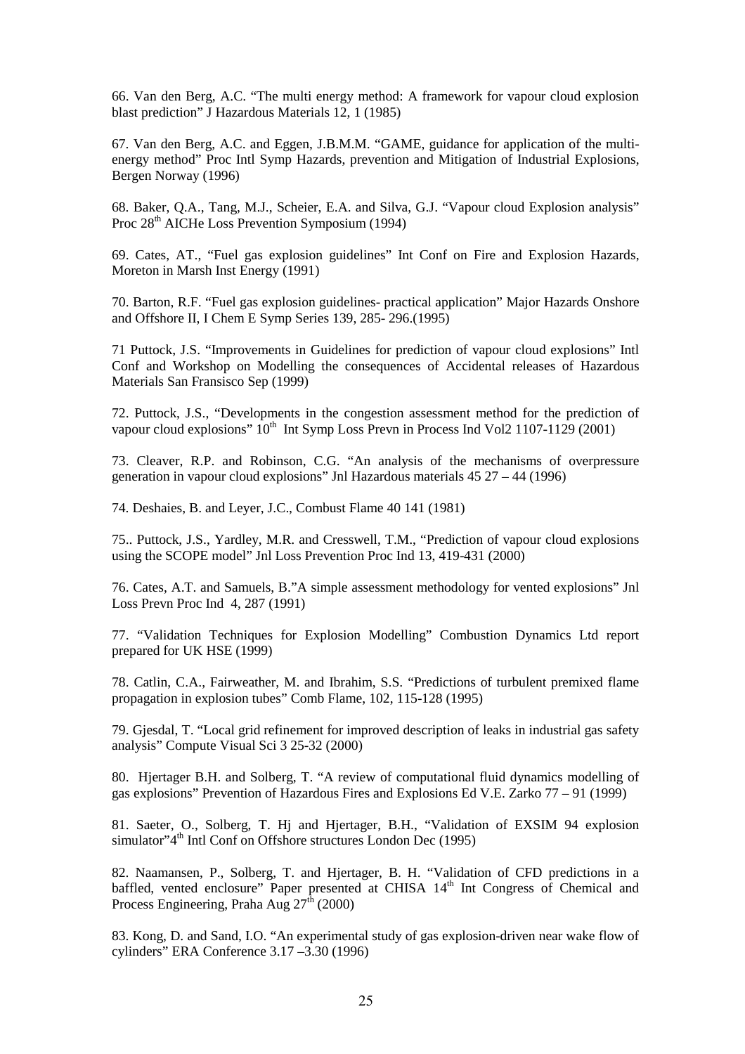66. Van den Berg, A.C. "The multi energy method: A framework for vapour cloud explosion blast prediction" J Hazardous Materials 12, 1 (1985)

67. Van den Berg, A.C. and Eggen, J.B.M.M. "GAME, guidance for application of the multi-energy method" Proc Intl Symp Hazards, prevention and Mitigation of Industrial Explosions, Bergen Norway (1996)

68. Baker, Q.A., Tang, M.J., Scheier, E.A. and Silva, G.J. "Vapour cloud Explosion analysis" Proc 28th AICHe Loss Prevention Symposium (1994)

69. Cates, AT., "Fuel gas explosion guidelines" Int Conf on Fire and Explosion Hazards, Moreton in Marsh Inst Energy (1991)

70. Barton, R.F. "Fuel gas explosion guidelines- practical application" Major Hazards Onshore and Offshore II, I Chem E Symp Series 139, 285- 296.(1995)

71 Puttock, J.S. "Improvements in Guidelines for prediction of vapour cloud explosions" Intl Conf and Workshop on Modelling the consequences of Accidental releases of Hazardous Materials San Fransisco Sep (1999)

72. Puttock, J.S., "Developments in the congestion assessment method for the prediction of vapour cloud explosions" 10th Int Symp Loss Prevn in Process Ind Vol2 1107-1129 (2001)

73. Cleaver, R.P. and Robinson, C.G. "An analysis of the mechanisms of overpressure generation in vapour cloud explosions" Jnl Hazardous materials 45 27 – 44 (1996)

74. Deshaies, B. and Leyer, J.C., Combust Flame 40 141 (1981)

75.. Puttock, J.S., Yardley, M.R. and Cresswell, T.M., "Prediction of vapour cloud explosions using the SCOPE model" Jnl Loss Prevention Proc Ind 13, 419-431 (2000)

76. Cates, A.T. and Samuels, B."A simple assessment methodology for vented explosions" Jnl Loss Prevn Proc Ind 4, 287 (1991)

77. "Validation Techniques for Explosion Modelling" Combustion Dynamics Ltd report prepared for UK HSE (1999)

78. Catlin, C.A., Fairweather, M. and Ibrahim, S.S. "Predictions of turbulent premixed flame propagation in explosion tubes" Comb Flame, 102, 115-128 (1995)

79. Gjesdal, T. "Local grid refinement for improved description of leaks in industrial gas safety analysis" Compute Visual Sci 3 25-32 (2000)

80. Hjertager B.H. and Solberg, T. "A review of computational fluid dynamics modelling of gas explosions" Prevention of Hazardous Fires and Explosions Ed V.E. Zarko 77 – 91 (1999)

81. Saeter, O., Solberg, T. Hj and Hjertager, B.H., "Validation of EXSIM 94 explosion simulator"4th Intl Conf on Offshore structures London Dec (1995)

82. Naamansen, P., Solberg, T. and Hjertager, B. H. "Validation of CFD predictions in a baffled, vented enclosure" Paper presented at CHISA 14th Int Congress of Chemical and Process Engineering, Praha Aug 27th (2000)

83. Kong, D. and Sand, I.O. "An experimental study of gas explosion-driven near wake flow of cylinders" ERA Conference 3.17 –3.30 (1996)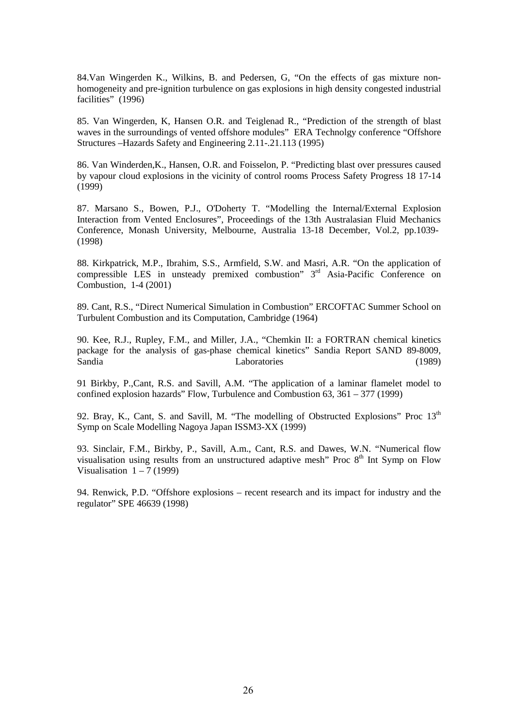84.Van Wingerden K., Wilkins, B. and Pedersen, G, "On the effects of gas mixture non-homogeneity and pre-ignition turbulence on gas explosions in high density congested industrial facilities" (1996)

85. Van Wingerden, K, Hansen O.R. and Teiglenad R., "Prediction of the strength of blast waves in the surroundings of vented offshore modules" ERA Technolgy conference "Offshore Structures –Hazards Safety and Engineering 2.11-.21.113 (1995)

86. Van Winderden,K., Hansen, O.R. and Foisselon, P. "Predicting blast over pressures caused by vapour cloud explosions in the vicinity of control rooms Process Safety Progress 18 17-14 (1999)

87. Marsano S., Bowen, P.J., O'Doherty T. "Modelling the Internal/External Explosion Interaction from Vented Enclosures", Proceedings of the 13th Australasian Fluid Mechanics Conference, Monash University, Melbourne, Australia 13-18 December, Vol.2, pp.1039- (1998)

88. Kirkpatrick, M.P., Ibrahim, S.S., Armfield, S.W. and Masri, A.R. "On the application of compressible LES in unsteady premixed combustion" 3rd Asia-Pacific Conference on Combustion, 1-4 (2001)

89. Cant, R.S., "Direct Numerical Simulation in Combustion" ERCOFTAC Summer School on Turbulent Combustion and its Computation, Cambridge (1964)

90. Kee, R.J., Rupley, F.M., and Miller, J.A., "Chemkin II: a FORTRAN chemical kinetics package for the analysis of gas-phase chemical kinetics" Sandia Report SAND 89-8009, Sandia Laboratories (1989)

91 Birkby, P.,Cant, R.S. and Savill, A.M. "The application of a laminar flamelet model to confined explosion hazards" Flow, Turbulence and Combustion 63, 361 – 377 (1999)

92. Bray, K., Cant, S. and Savill, M. "The modelling of Obstructed Explosions" Proc 13th Symp on Scale Modelling Nagoya Japan ISSM3-XX (1999)

93. Sinclair, F.M., Birkby, P., Savill, A.m., Cant, R.S. and Dawes, W.N. "Numerical flow visualisation using results from an unstructured adaptive mesh" Proc 8th Int Symp on Flow Visualisation 1 – 7 (1999)

94. Renwick, P.D. "Offshore explosions – recent research and its impact for industry and the regulator" SPE 46639 (1998)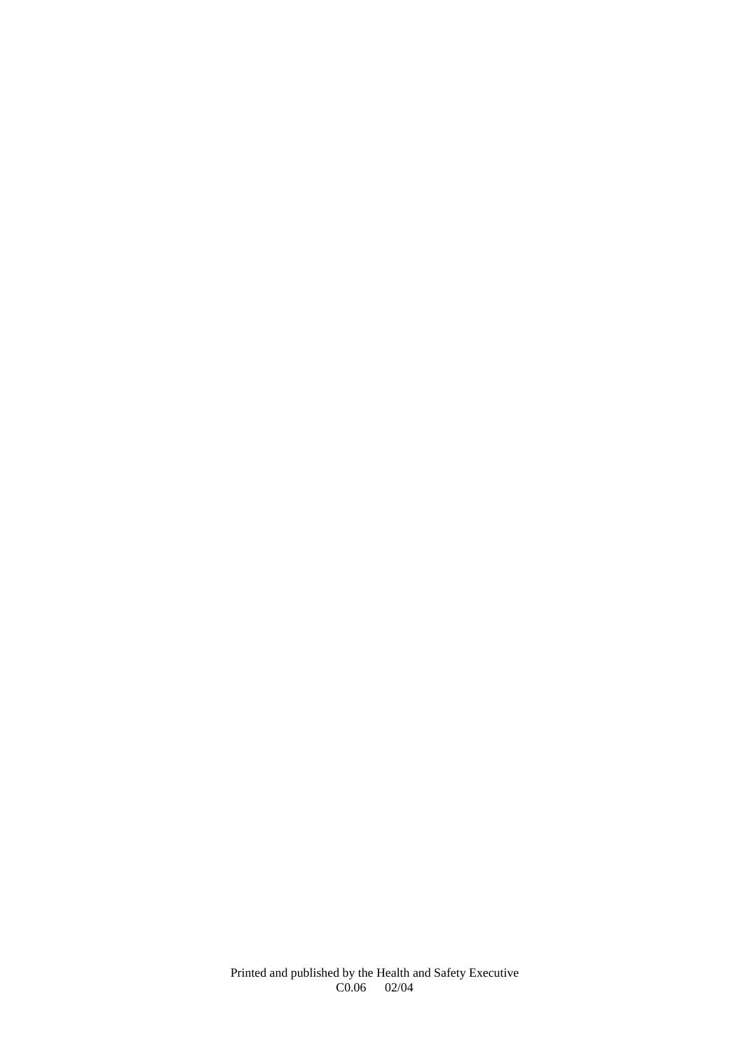Printed and published by the Health and Safety Executive
C0.06 02/04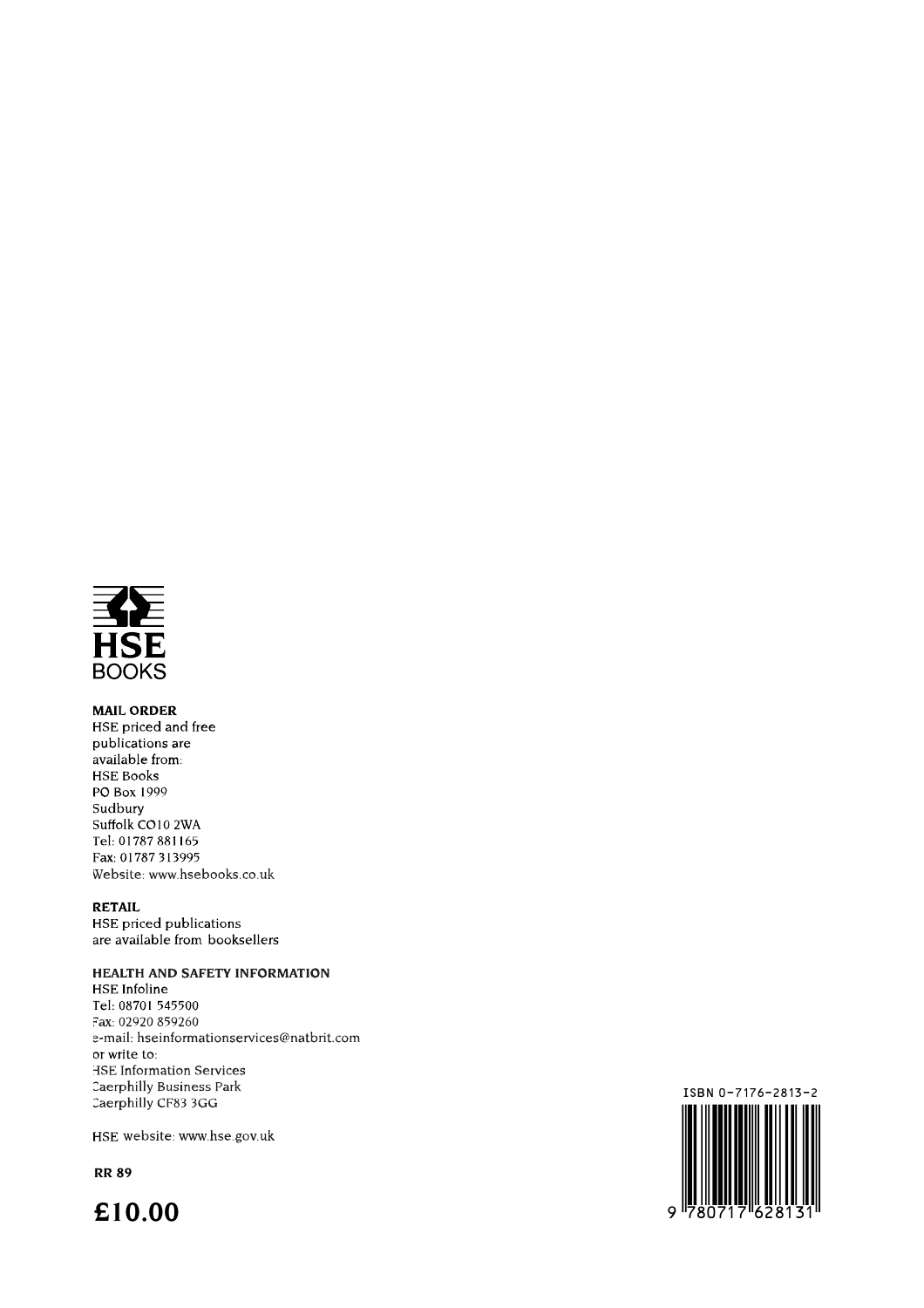HSE BOOKS

**MAIL ORDER**
HSE priced and free publications are available from:
HSE Books
PO Box 1999
Sudbury
Suffolk CO10 2WA
Tel: 01787 881165
Fax: 01787 313995
Website: www.hsebooks.co.uk

**RETAIL**
HSE priced publications are available from booksellers

**HEALTH AND SAFETY INFORMATION**
HSE Infoline
Tel: 08701 545500
Fax: 02920 859260
e-mail: hseinformationservices@natbrit.com
or write to:
HSE Information Services
Caerphilly Business Park
Caerphilly CF83 3GG

HSE website: www.hse.gov.uk

**RR 89**

**£10.00**

ISBN 0-7176-2813-2

9 780717 628131